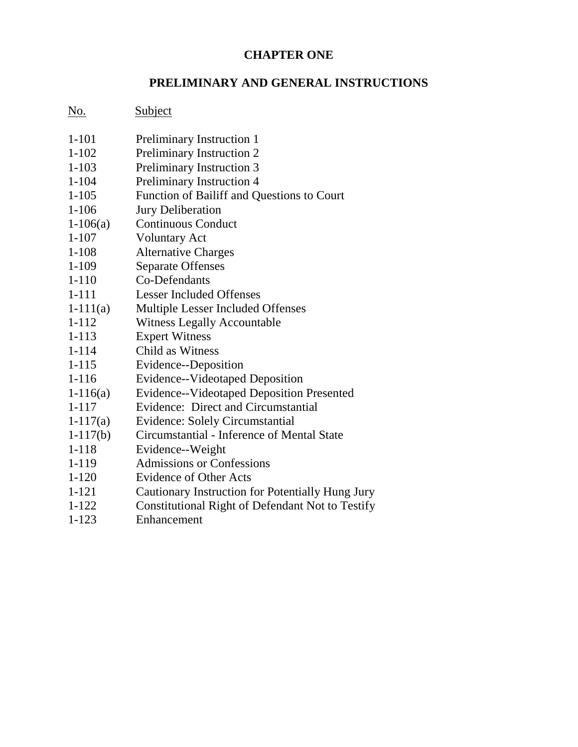# CHAPTER ONE

## PRELIMINARY AND GENERAL INSTRUCTIONS

| No. | Subject |
|---|---|
| 1-101 | Preliminary Instruction 1 |
| 1-102 | Preliminary Instruction 2 |
| 1-103 | Preliminary Instruction 3 |
| 1-104 | Preliminary Instruction 4 |
| 1-105 | Function of Bailiff and Questions to Court |
| 1-106 | Jury Deliberation |
| 1-106(a) | Continuous Conduct |
| 1-107 | Voluntary Act |
| 1-108 | Alternative Charges |
| 1-109 | Separate Offenses |
| 1-110 | Co-Defendants |
| 1-111 | Lesser Included Offenses |
| 1-111(a) | Multiple Lesser Included Offenses |
| 1-112 | Witness Legally Accountable |
| 1-113 | Expert Witness |
| 1-114 | Child as Witness |
| 1-115 | Evidence--Deposition |
| 1-116 | Evidence--Videotaped Deposition |
| 1-116(a) | Evidence--Videotaped Deposition Presented |
| 1-117 | Evidence: Direct and Circumstantial |
| 1-117(a) | Evidence: Solely Circumstantial |
| 1-117(b) | Circumstantial - Inference of Mental State |
| 1-118 | Evidence--Weight |
| 1-119 | Admissions or Confessions |
| 1-120 | Evidence of Other Acts |
| 1-121 | Cautionary Instruction for Potentially Hung Jury |
| 1-122 | Constitutional Right of Defendant Not to Testify |
| 1-123 | Enhancement |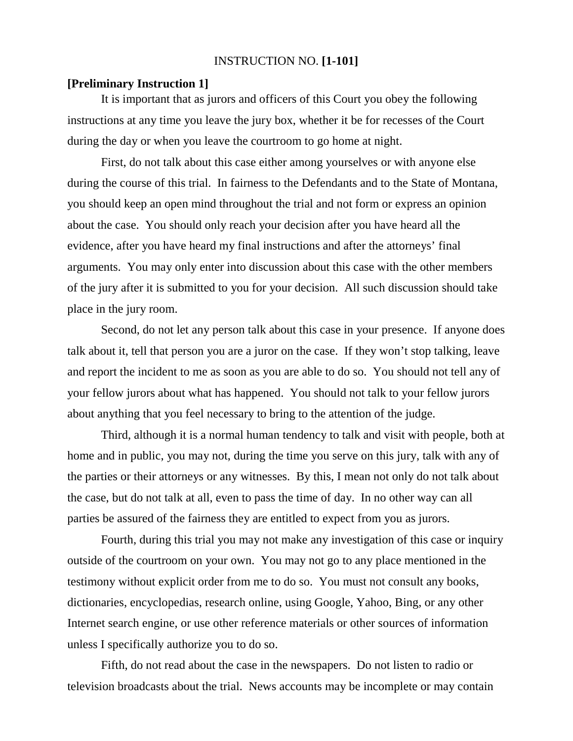INSTRUCTION NO. **[1-101]**

**[Preliminary Instruction 1]**

It is important that as jurors and officers of this Court you obey the following instructions at any time you leave the jury box, whether it be for recesses of the Court during the day or when you leave the courtroom to go home at night.

First, do not talk about this case either among yourselves or with anyone else during the course of this trial. In fairness to the Defendants and to the State of Montana, you should keep an open mind throughout the trial and not form or express an opinion about the case. You should only reach your decision after you have heard all the evidence, after you have heard my final instructions and after the attorneys' final arguments. You may only enter into discussion about this case with the other members of the jury after it is submitted to you for your decision. All such discussion should take place in the jury room.

Second, do not let any person talk about this case in your presence. If anyone does talk about it, tell that person you are a juror on the case. If they won't stop talking, leave and report the incident to me as soon as you are able to do so. You should not tell any of your fellow jurors about what has happened. You should not talk to your fellow jurors about anything that you feel necessary to bring to the attention of the judge.

Third, although it is a normal human tendency to talk and visit with people, both at home and in public, you may not, during the time you serve on this jury, talk with any of the parties or their attorneys or any witnesses. By this, I mean not only do not talk about the case, but do not talk at all, even to pass the time of day. In no other way can all parties be assured of the fairness they are entitled to expect from you as jurors.

Fourth, during this trial you may not make any investigation of this case or inquiry outside of the courtroom on your own. You may not go to any place mentioned in the testimony without explicit order from me to do so. You must not consult any books, dictionaries, encyclopedias, research online, using Google, Yahoo, Bing, or any other Internet search engine, or use other reference materials or other sources of information unless I specifically authorize you to do so.

Fifth, do not read about the case in the newspapers. Do not listen to radio or television broadcasts about the trial. News accounts may be incomplete or may contain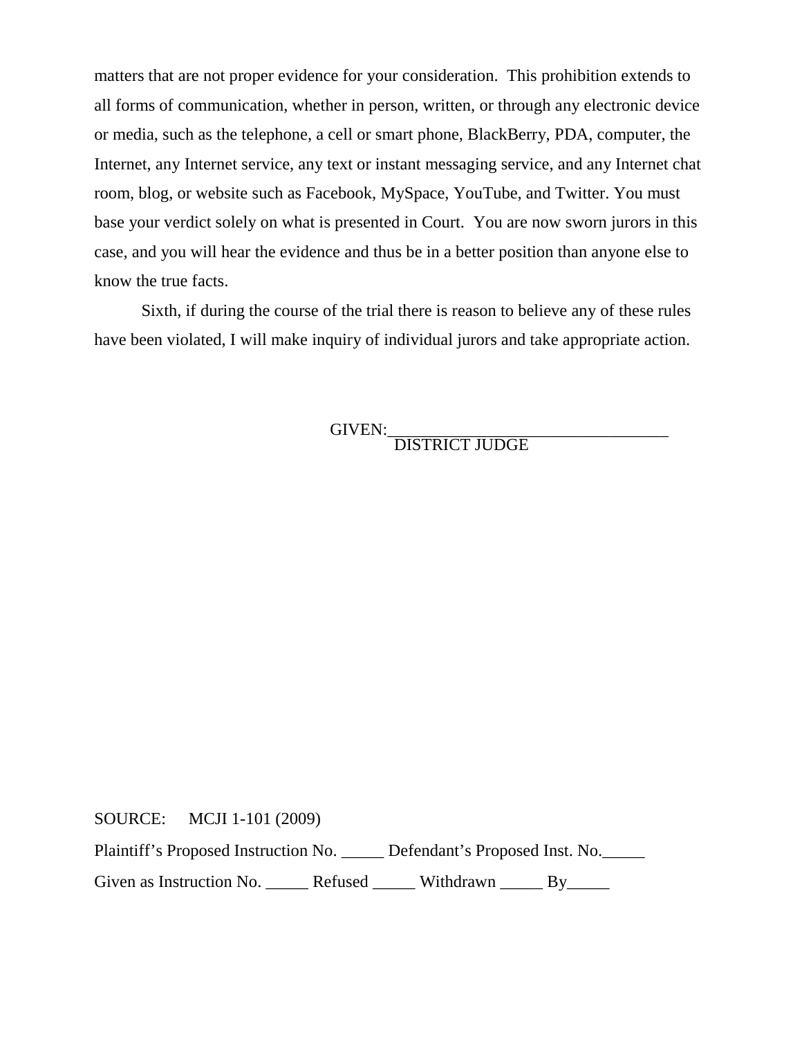matters that are not proper evidence for your consideration. This prohibition extends to all forms of communication, whether in person, written, or through any electronic device or media, such as the telephone, a cell or smart phone, BlackBerry, PDA, computer, the Internet, any Internet service, any text or instant messaging service, and any Internet chat room, blog, or website such as Facebook, MySpace, YouTube, and Twitter. You must base your verdict solely on what is presented in Court. You are now sworn jurors in this case, and you will hear the evidence and thus be in a better position than anyone else to know the true facts.

Sixth, if during the course of the trial there is reason to believe any of these rules have been violated, I will make inquiry of individual jurors and take appropriate action.

GIVEN:\_\_\_\_\_\_\_\_\_\_\_\_\_\_\_\_\_\_\_\_\_\_\_\_\_\_\_\_\_\_\_\_\_\_\_
DISTRICT JUDGE

SOURCE: MCJI 1-101 (2009)

Plaintiff's Proposed Instruction No. _____ Defendant's Proposed Inst. No._____

Given as Instruction No. _____ Refused _____ Withdrawn _____ By_____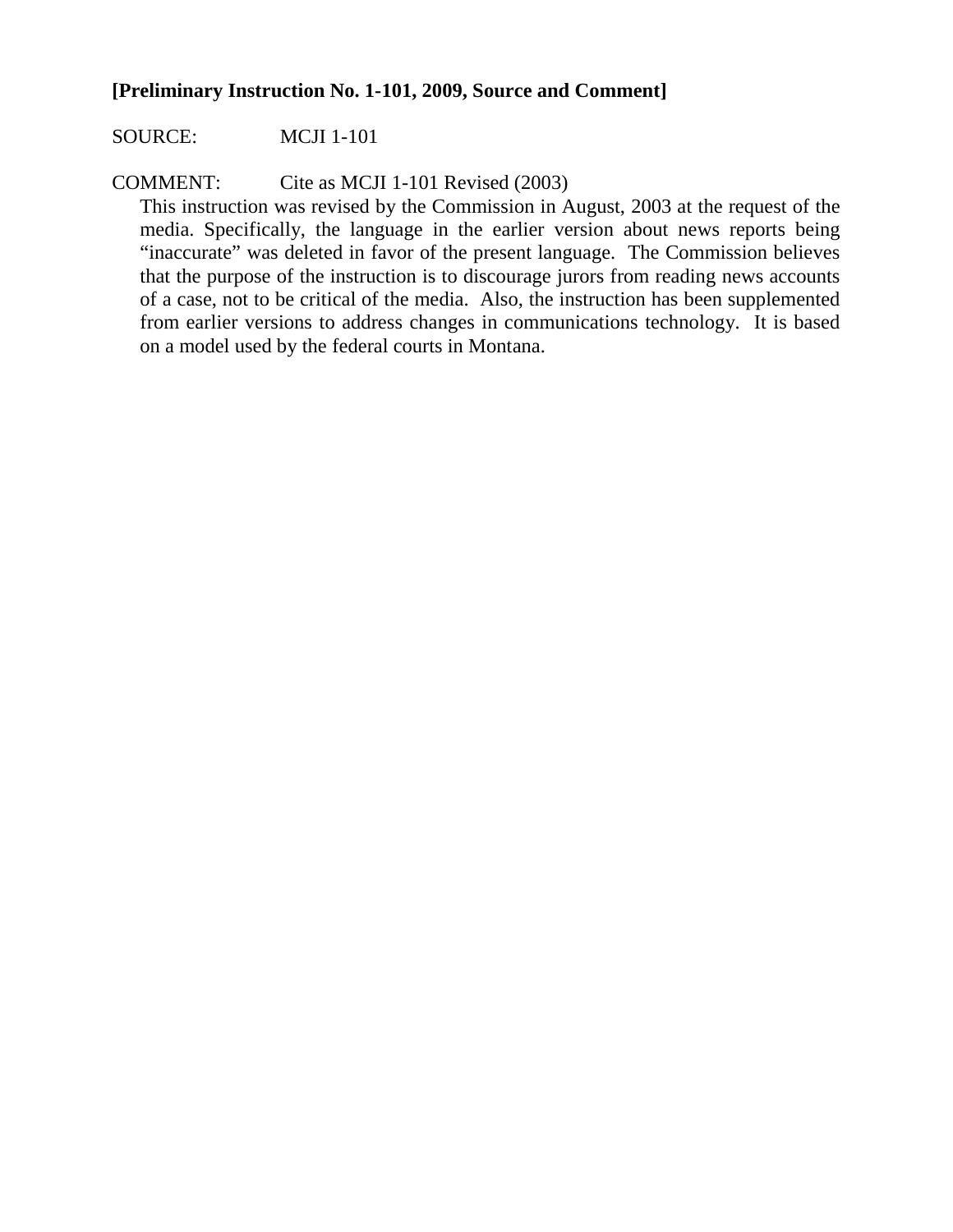**[Preliminary Instruction No. 1-101, 2009, Source and Comment]**

SOURCE: MCJI 1-101

COMMENT: Cite as MCJI 1-101 Revised (2003)

This instruction was revised by the Commission in August, 2003 at the request of the media. Specifically, the language in the earlier version about news reports being "inaccurate" was deleted in favor of the present language. The Commission believes that the purpose of the instruction is to discourage jurors from reading news accounts of a case, not to be critical of the media. Also, the instruction has been supplemented from earlier versions to address changes in communications technology. It is based on a model used by the federal courts in Montana.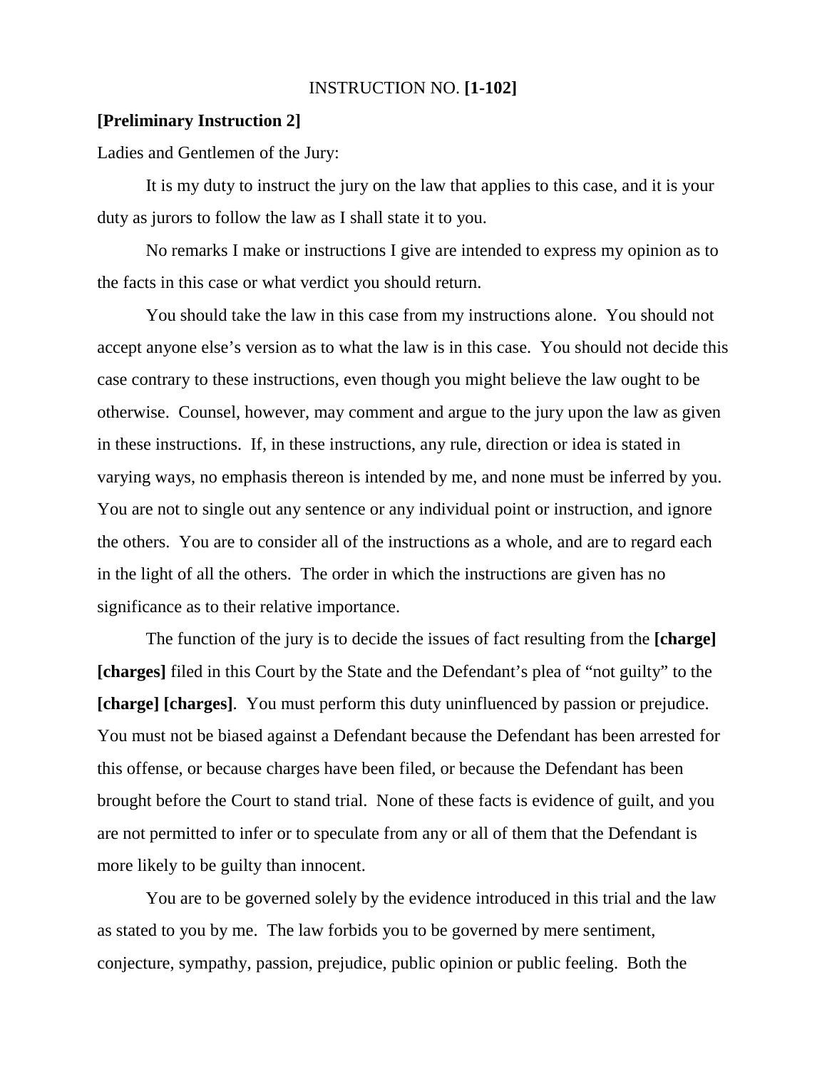INSTRUCTION NO. **[1-102]**

**[Preliminary Instruction 2]**

Ladies and Gentlemen of the Jury:

It is my duty to instruct the jury on the law that applies to this case, and it is your duty as jurors to follow the law as I shall state it to you.

No remarks I make or instructions I give are intended to express my opinion as to the facts in this case or what verdict you should return.

You should take the law in this case from my instructions alone. You should not accept anyone else's version as to what the law is in this case. You should not decide this case contrary to these instructions, even though you might believe the law ought to be otherwise. Counsel, however, may comment and argue to the jury upon the law as given in these instructions. If, in these instructions, any rule, direction or idea is stated in varying ways, no emphasis thereon is intended by me, and none must be inferred by you. You are not to single out any sentence or any individual point or instruction, and ignore the others. You are to consider all of the instructions as a whole, and are to regard each in the light of all the others. The order in which the instructions are given has no significance as to their relative importance.

The function of the jury is to decide the issues of fact resulting from the **[charge] [charges]** filed in this Court by the State and the Defendant's plea of "not guilty" to the **[charge] [charges]**. You must perform this duty uninfluenced by passion or prejudice. You must not be biased against a Defendant because the Defendant has been arrested for this offense, or because charges have been filed, or because the Defendant has been brought before the Court to stand trial. None of these facts is evidence of guilt, and you are not permitted to infer or to speculate from any or all of them that the Defendant is more likely to be guilty than innocent.

You are to be governed solely by the evidence introduced in this trial and the law as stated to you by me. The law forbids you to be governed by mere sentiment, conjecture, sympathy, passion, prejudice, public opinion or public feeling. Both the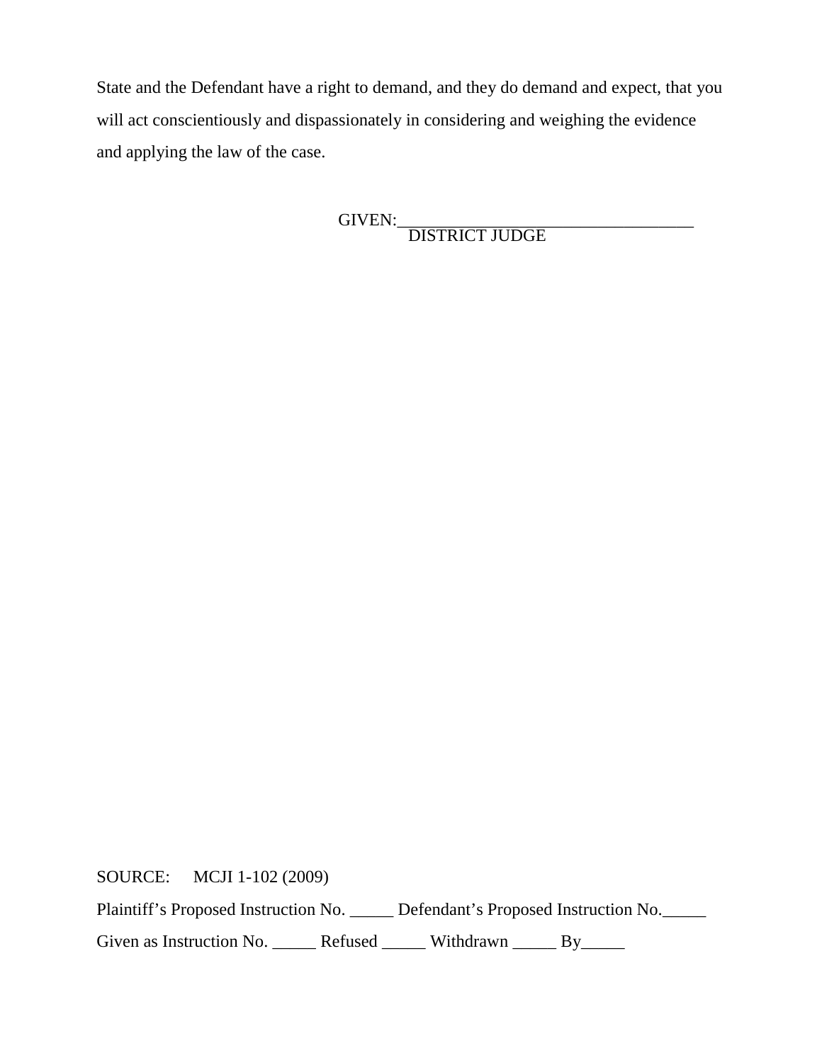State and the Defendant have a right to demand, and they do demand and expect, that you will act conscientiously and dispassionately in considering and weighing the evidence and applying the law of the case.

GIVEN:___________________________________
DISTRICT JUDGE

SOURCE: MCJI 1-102 (2009)

Plaintiff's Proposed Instruction No. _____ Defendant's Proposed Instruction No._____

Given as Instruction No. _____ Refused _____ Withdrawn _____ By_____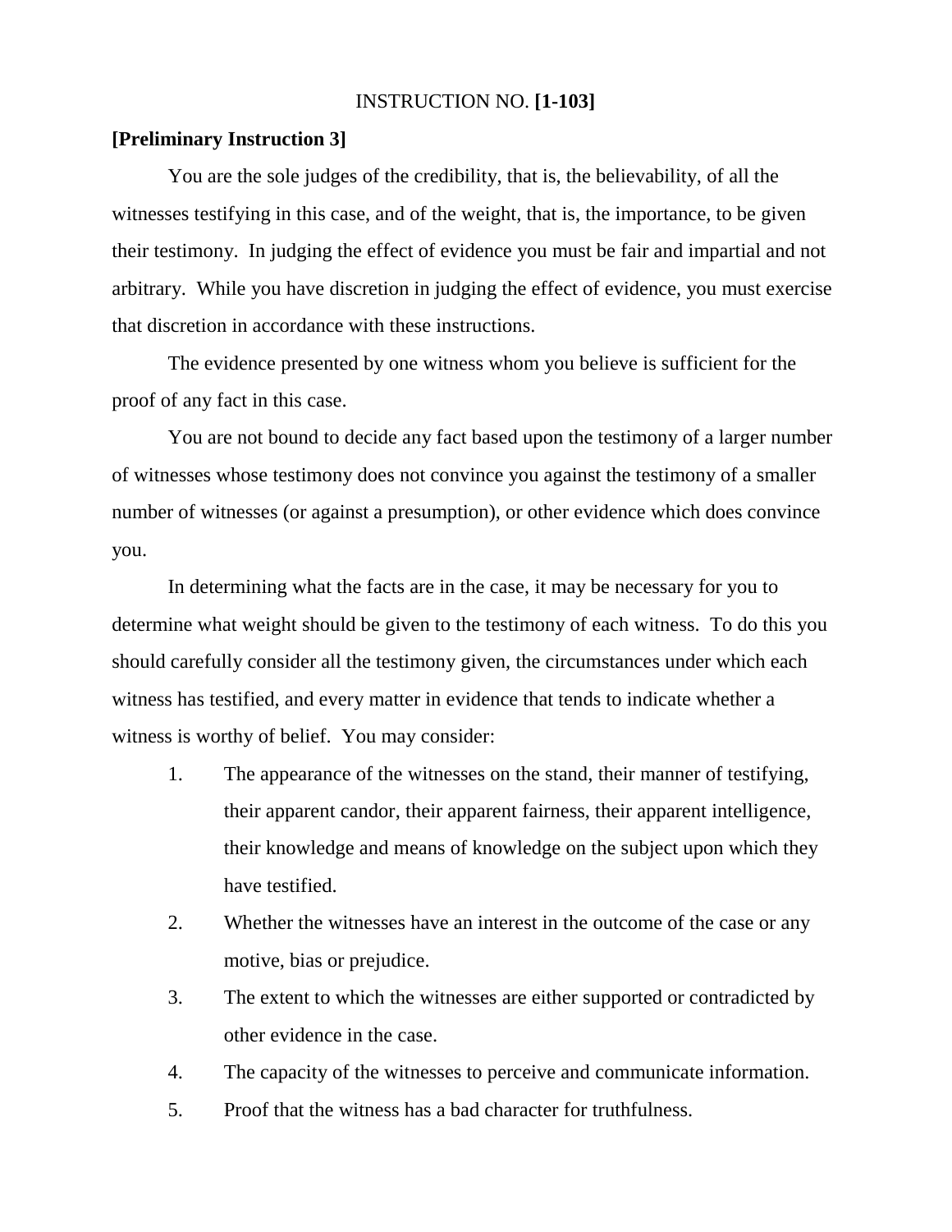INSTRUCTION NO. **[1-103]**

**[Preliminary Instruction 3]**

You are the sole judges of the credibility, that is, the believability, of all the witnesses testifying in this case, and of the weight, that is, the importance, to be given their testimony. In judging the effect of evidence you must be fair and impartial and not arbitrary. While you have discretion in judging the effect of evidence, you must exercise that discretion in accordance with these instructions.

The evidence presented by one witness whom you believe is sufficient for the proof of any fact in this case.

You are not bound to decide any fact based upon the testimony of a larger number of witnesses whose testimony does not convince you against the testimony of a smaller number of witnesses (or against a presumption), or other evidence which does convince you.

In determining what the facts are in the case, it may be necessary for you to determine what weight should be given to the testimony of each witness. To do this you should carefully consider all the testimony given, the circumstances under which each witness has testified, and every matter in evidence that tends to indicate whether a witness is worthy of belief. You may consider:

1. The appearance of the witnesses on the stand, their manner of testifying, their apparent candor, their apparent fairness, their apparent intelligence, their knowledge and means of knowledge on the subject upon which they have testified.
2. Whether the witnesses have an interest in the outcome of the case or any motive, bias or prejudice.
3. The extent to which the witnesses are either supported or contradicted by other evidence in the case.
4. The capacity of the witnesses to perceive and communicate information.
5. Proof that the witness has a bad character for truthfulness.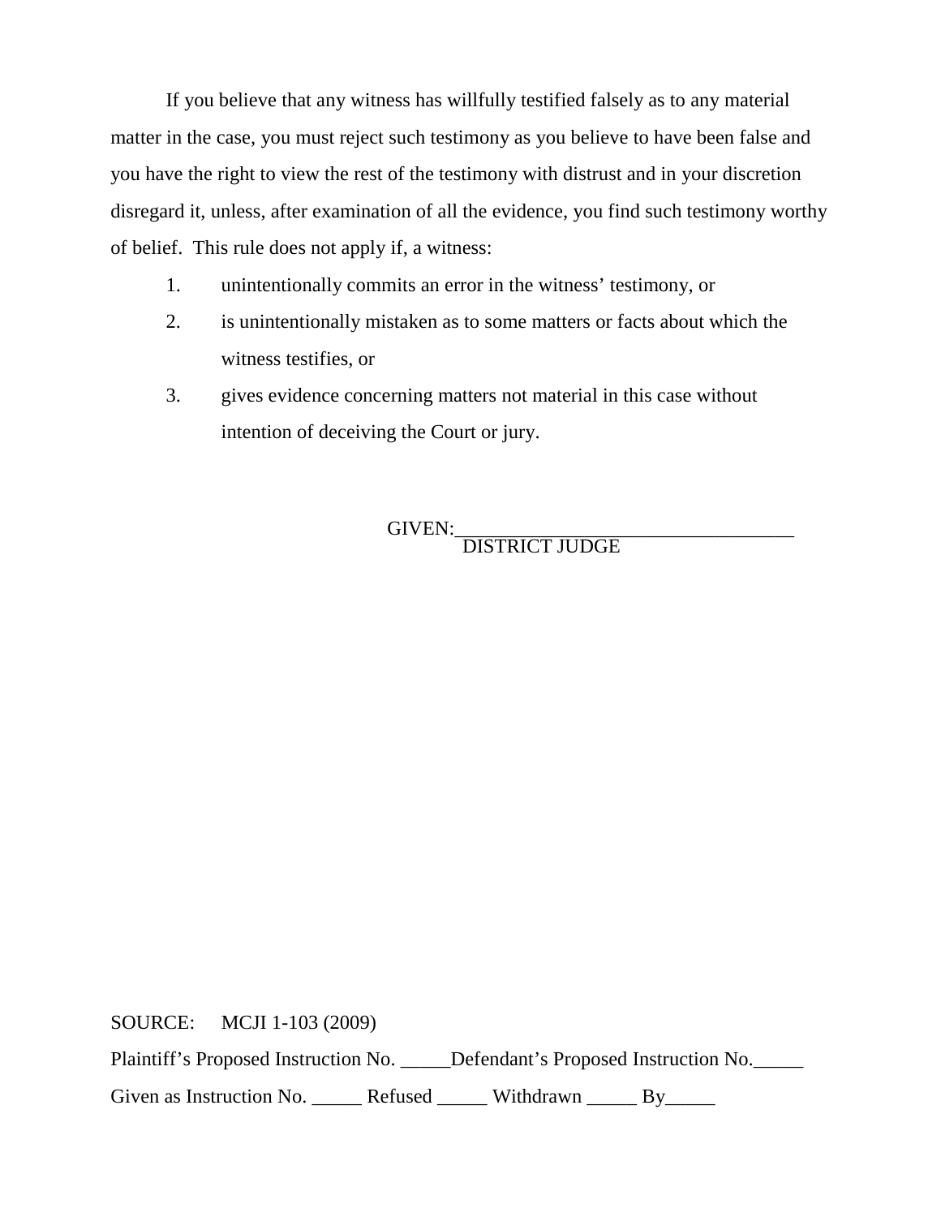If you believe that any witness has willfully testified falsely as to any material matter in the case, you must reject such testimony as you believe to have been false and you have the right to view the rest of the testimony with distrust and in your discretion disregard it, unless, after examination of all the evidence, you find such testimony worthy of belief. This rule does not apply if, a witness:

1. unintentionally commits an error in the witness' testimony, or
2. is unintentionally mistaken as to some matters or facts about which the witness testifies, or
3. gives evidence concerning matters not material in this case without intention of deceiving the Court or jury.

GIVEN:___________________________________
DISTRICT JUDGE

SOURCE: MCJI 1-103 (2009)

Plaintiff's Proposed Instruction No. _____Defendant's Proposed Instruction No._____

Given as Instruction No. _____ Refused _____ Withdrawn _____ By_____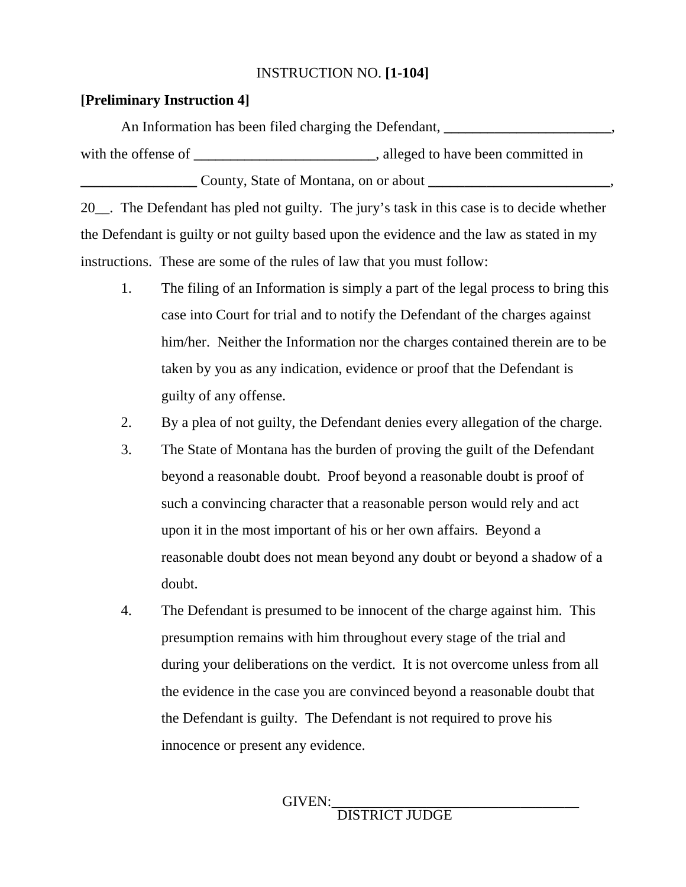INSTRUCTION NO. **[1-104]**

**[Preliminary Instruction 4]**

An Information has been filed charging the Defendant, _______________________, with the offense of _________________________, alleged to have been committed in ________________ County, State of Montana, on or about _________________________, 20__. The Defendant has pled not guilty. The jury's task in this case is to decide whether the Defendant is guilty or not guilty based upon the evidence and the law as stated in my instructions. These are some of the rules of law that you must follow:

1. The filing of an Information is simply a part of the legal process to bring this case into Court for trial and to notify the Defendant of the charges against him/her. Neither the Information nor the charges contained therein are to be taken by you as any indication, evidence or proof that the Defendant is guilty of any offense.
2. By a plea of not guilty, the Defendant denies every allegation of the charge.
3. The State of Montana has the burden of proving the guilt of the Defendant beyond a reasonable doubt. Proof beyond a reasonable doubt is proof of such a convincing character that a reasonable person would rely and act upon it in the most important of his or her own affairs. Beyond a reasonable doubt does not mean beyond any doubt or beyond a shadow of a doubt.
4. The Defendant is presumed to be innocent of the charge against him. This presumption remains with him throughout every stage of the trial and during your deliberations on the verdict. It is not overcome unless from all the evidence in the case you are convinced beyond a reasonable doubt that the Defendant is guilty. The Defendant is not required to prove his innocence or present any evidence.

GIVEN:___________________________________
DISTRICT JUDGE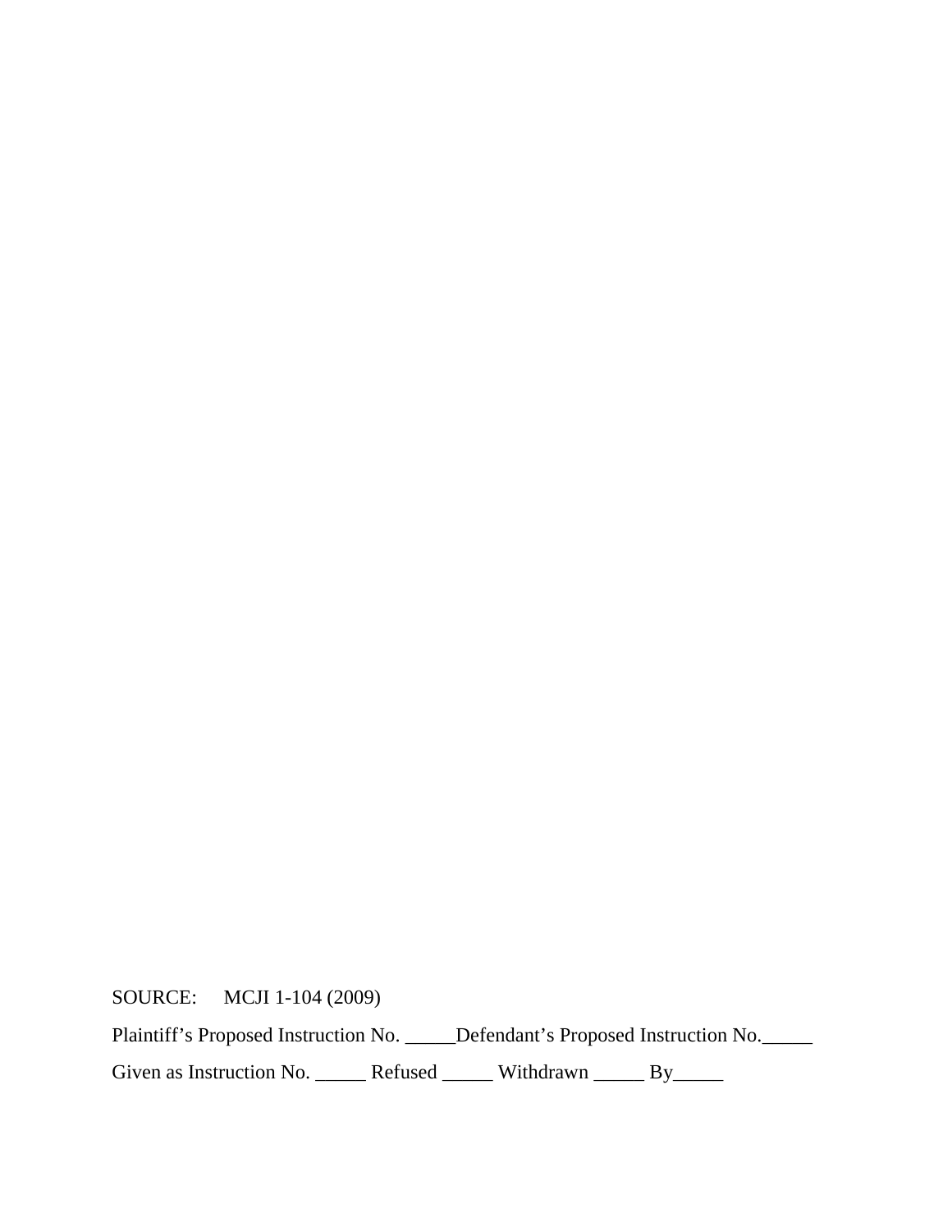SOURCE: MCJI 1-104 (2009)

Plaintiff's Proposed Instruction No. _____Defendant's Proposed Instruction No._____

Given as Instruction No. _____ Refused _____ Withdrawn _____ By_____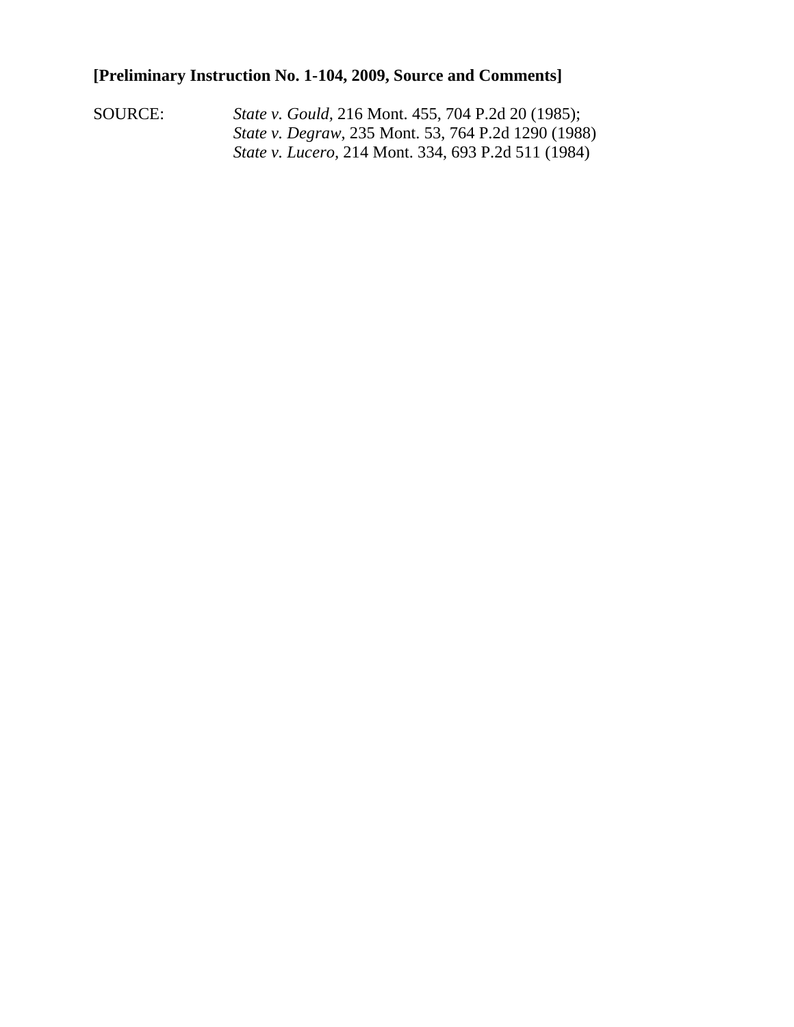**[Preliminary Instruction No. 1-104, 2009, Source and Comments]**

SOURCE: *State v. Gould*, 216 Mont. 455, 704 P.2d 20 (1985);
*State v. Degraw*, 235 Mont. 53, 764 P.2d 1290 (1988)
*State v. Lucero*, 214 Mont. 334, 693 P.2d 511 (1984)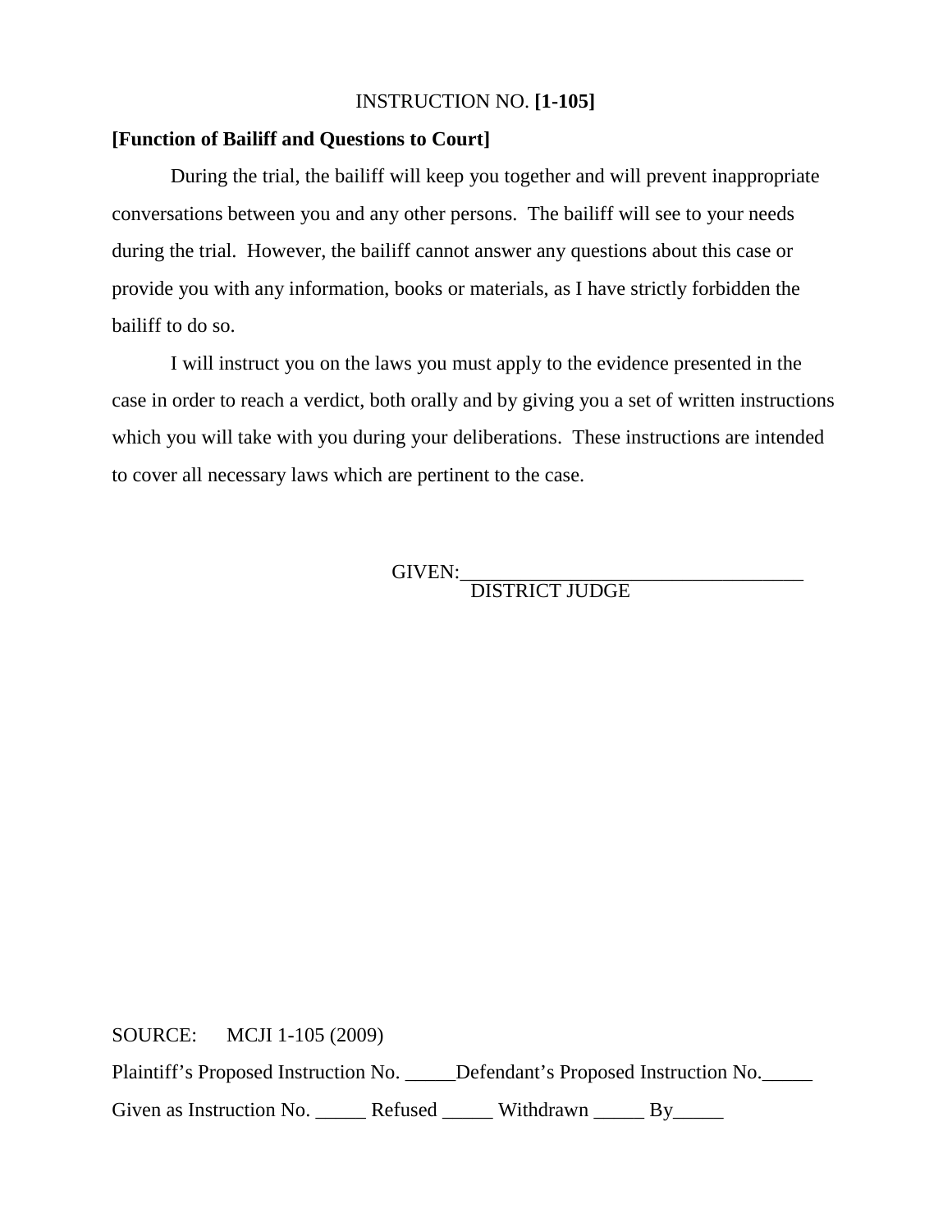INSTRUCTION NO. **[1-105]**

**[Function of Bailiff and Questions to Court]**

During the trial, the bailiff will keep you together and will prevent inappropriate conversations between you and any other persons. The bailiff will see to your needs during the trial. However, the bailiff cannot answer any questions about this case or provide you with any information, books or materials, as I have strictly forbidden the bailiff to do so.

I will instruct you on the laws you must apply to the evidence presented in the case in order to reach a verdict, both orally and by giving you a set of written instructions which you will take with you during your deliberations. These instructions are intended to cover all necessary laws which are pertinent to the case.

GIVEN:\_\_\_\_\_\_\_\_\_\_\_\_\_\_\_\_\_\_\_\_\_\_\_\_\_\_\_\_\_\_\_\_\_\_
DISTRICT JUDGE

SOURCE: MCJI 1-105 (2009)

Plaintiff's Proposed Instruction No. \_\_\_\_\_Defendant's Proposed Instruction No.\_\_\_\_\_

Given as Instruction No. \_\_\_\_\_ Refused \_\_\_\_\_ Withdrawn \_\_\_\_\_ By\_\_\_\_\_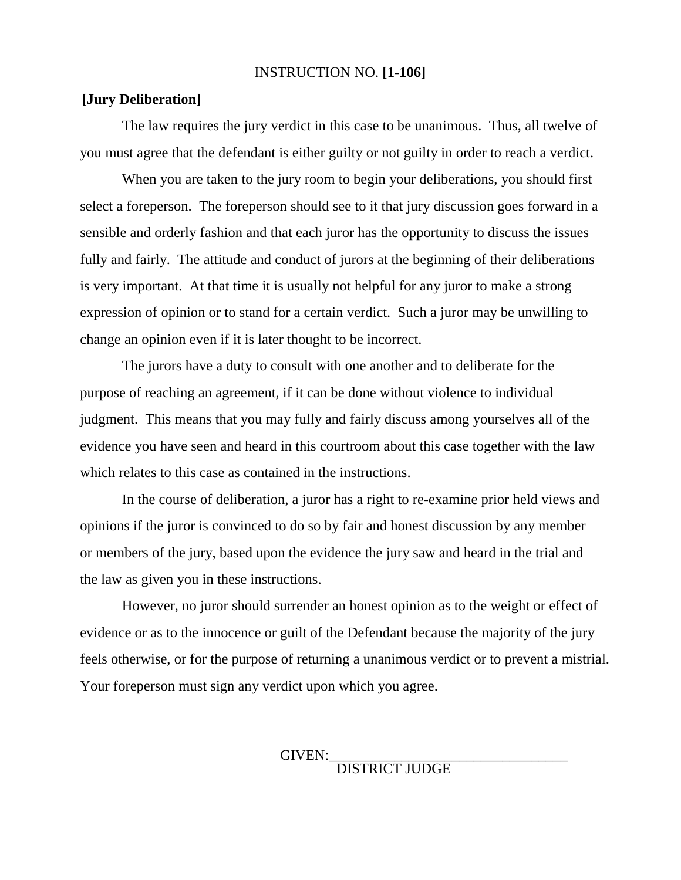INSTRUCTION NO. **[1-106]**

**[Jury Deliberation]**

The law requires the jury verdict in this case to be unanimous. Thus, all twelve of you must agree that the defendant is either guilty or not guilty in order to reach a verdict.

When you are taken to the jury room to begin your deliberations, you should first select a foreperson. The foreperson should see to it that jury discussion goes forward in a sensible and orderly fashion and that each juror has the opportunity to discuss the issues fully and fairly. The attitude and conduct of jurors at the beginning of their deliberations is very important. At that time it is usually not helpful for any juror to make a strong expression of opinion or to stand for a certain verdict. Such a juror may be unwilling to change an opinion even if it is later thought to be incorrect.

The jurors have a duty to consult with one another and to deliberate for the purpose of reaching an agreement, if it can be done without violence to individual judgment. This means that you may fully and fairly discuss among yourselves all of the evidence you have seen and heard in this courtroom about this case together with the law which relates to this case as contained in the instructions.

In the course of deliberation, a juror has a right to re-examine prior held views and opinions if the juror is convinced to do so by fair and honest discussion by any member or members of the jury, based upon the evidence the jury saw and heard in the trial and the law as given you in these instructions.

However, no juror should surrender an honest opinion as to the weight or effect of evidence or as to the innocence or guilt of the Defendant because the majority of the jury feels otherwise, or for the purpose of returning a unanimous verdict or to prevent a mistrial. Your foreperson must sign any verdict upon which you agree.

GIVEN:\_\_\_\_\_\_\_\_\_\_\_\_\_\_\_\_\_\_\_\_\_\_\_\_\_\_\_\_\_\_\_\_\_\_
DISTRICT JUDGE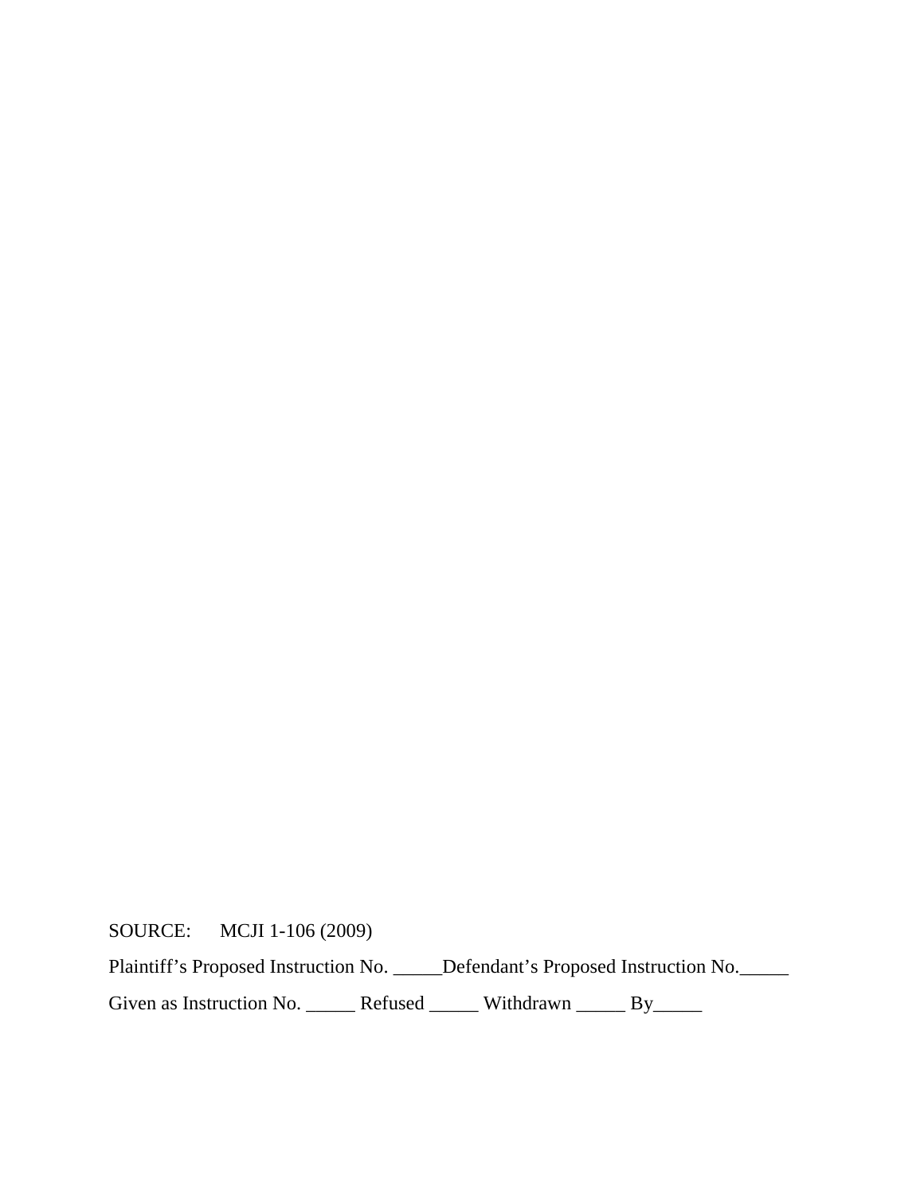SOURCE: MCJI 1-106 (2009)

Plaintiff's Proposed Instruction No. _____Defendant's Proposed Instruction No._____

Given as Instruction No. _____ Refused _____ Withdrawn _____ By_____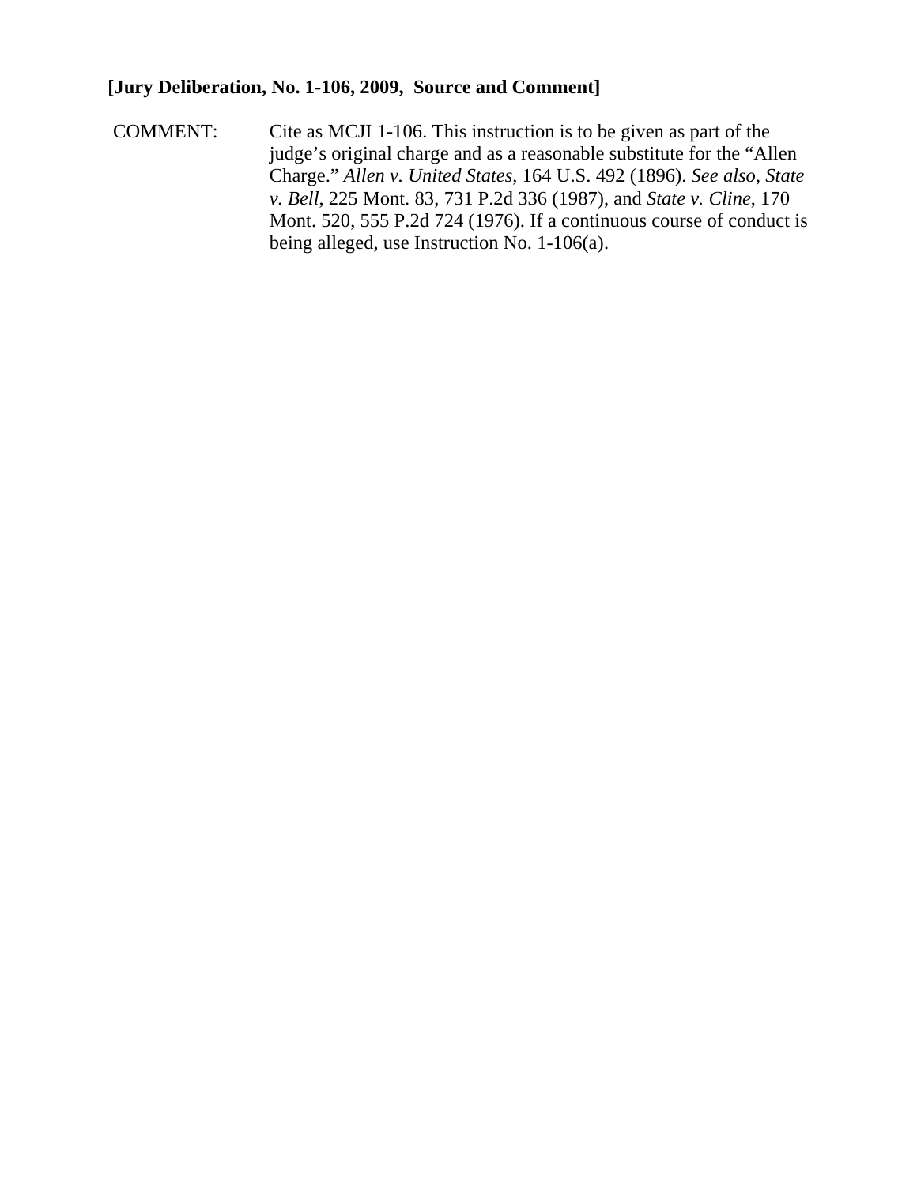**[Jury Deliberation, No. 1-106, 2009, Source and Comment]**

COMMENT: Cite as MCJI 1-106. This instruction is to be given as part of the judge's original charge and as a reasonable substitute for the "Allen Charge." *Allen v. United States*, 164 U.S. 492 (1896). *See also*, *State v. Bell*, 225 Mont. 83, 731 P.2d 336 (1987), and *State v. Cline*, 170 Mont. 520, 555 P.2d 724 (1976). If a continuous course of conduct is being alleged, use Instruction No. 1-106(a).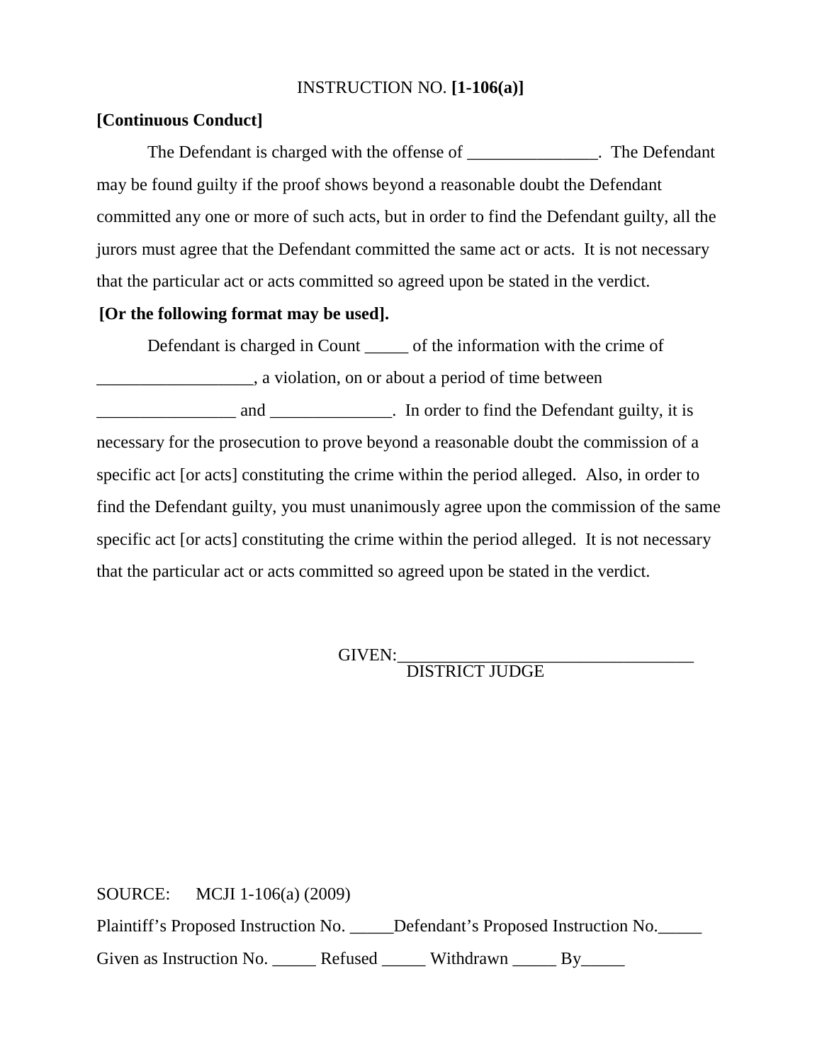INSTRUCTION NO. **[1-106(a)]**

**[Continuous Conduct]**

The Defendant is charged with the offense of _______________. The Defendant may be found guilty if the proof shows beyond a reasonable doubt the Defendant committed any one or more of such acts, but in order to find the Defendant guilty, all the jurors must agree that the Defendant committed the same act or acts. It is not necessary that the particular act or acts committed so agreed upon be stated in the verdict.

**[Or the following format may be used].**

Defendant is charged in Count _____ of the information with the crime of __________________, a violation, on or about a period of time between ________________ and ______________. In order to find the Defendant guilty, it is necessary for the prosecution to prove beyond a reasonable doubt the commission of a specific act [or acts] constituting the crime within the period alleged. Also, in order to find the Defendant guilty, you must unanimously agree upon the commission of the same specific act [or acts] constituting the crime within the period alleged. It is not necessary that the particular act or acts committed so agreed upon be stated in the verdict.

GIVEN:__________________________________
DISTRICT JUDGE

SOURCE: MCJI 1-106(a) (2009)

Plaintiff's Proposed Instruction No. _____Defendant's Proposed Instruction No._____

Given as Instruction No. _____ Refused _____ Withdrawn _____ By_____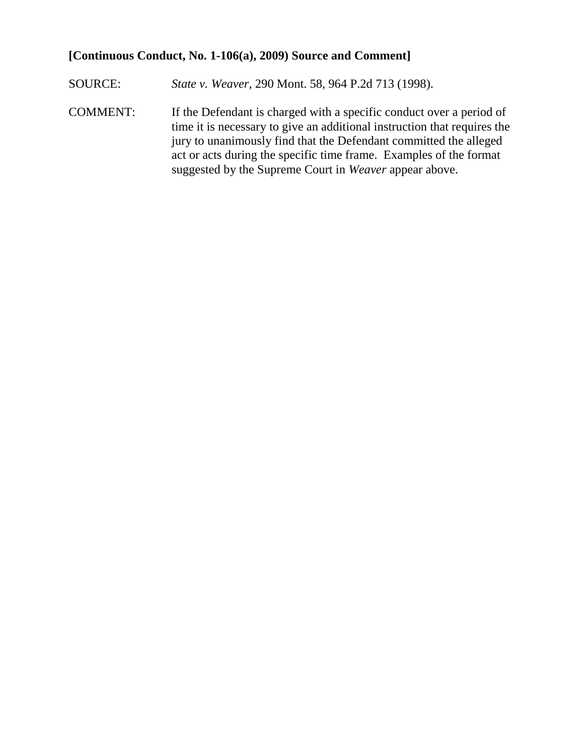**[Continuous Conduct, No. 1-106(a), 2009) Source and Comment]**

SOURCE: *State v. Weaver,* 290 Mont. 58, 964 P.2d 713 (1998).

COMMENT: If the Defendant is charged with a specific conduct over a period of time it is necessary to give an additional instruction that requires the jury to unanimously find that the Defendant committed the alleged act or acts during the specific time frame. Examples of the format suggested by the Supreme Court in *Weaver* appear above.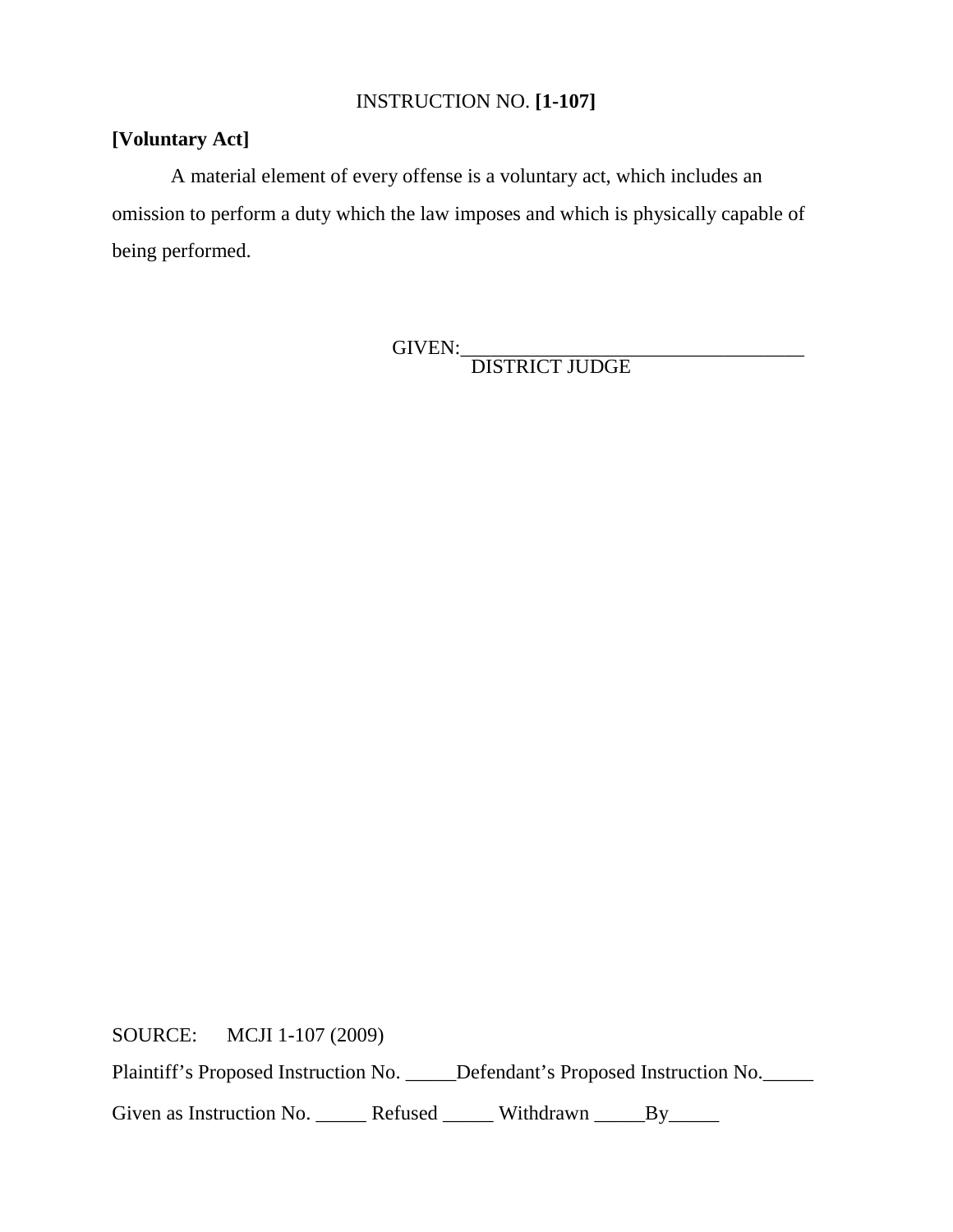INSTRUCTION NO. **[1-107]**

**[Voluntary Act]**

A material element of every offense is a voluntary act, which includes an omission to perform a duty which the law imposes and which is physically capable of being performed.

GIVEN:___________________________________
DISTRICT JUDGE

SOURCE: MCJI 1-107 (2009)

Plaintiff's Proposed Instruction No. _____Defendant's Proposed Instruction No._____

Given as Instruction No. _____ Refused _____ Withdrawn _____By_____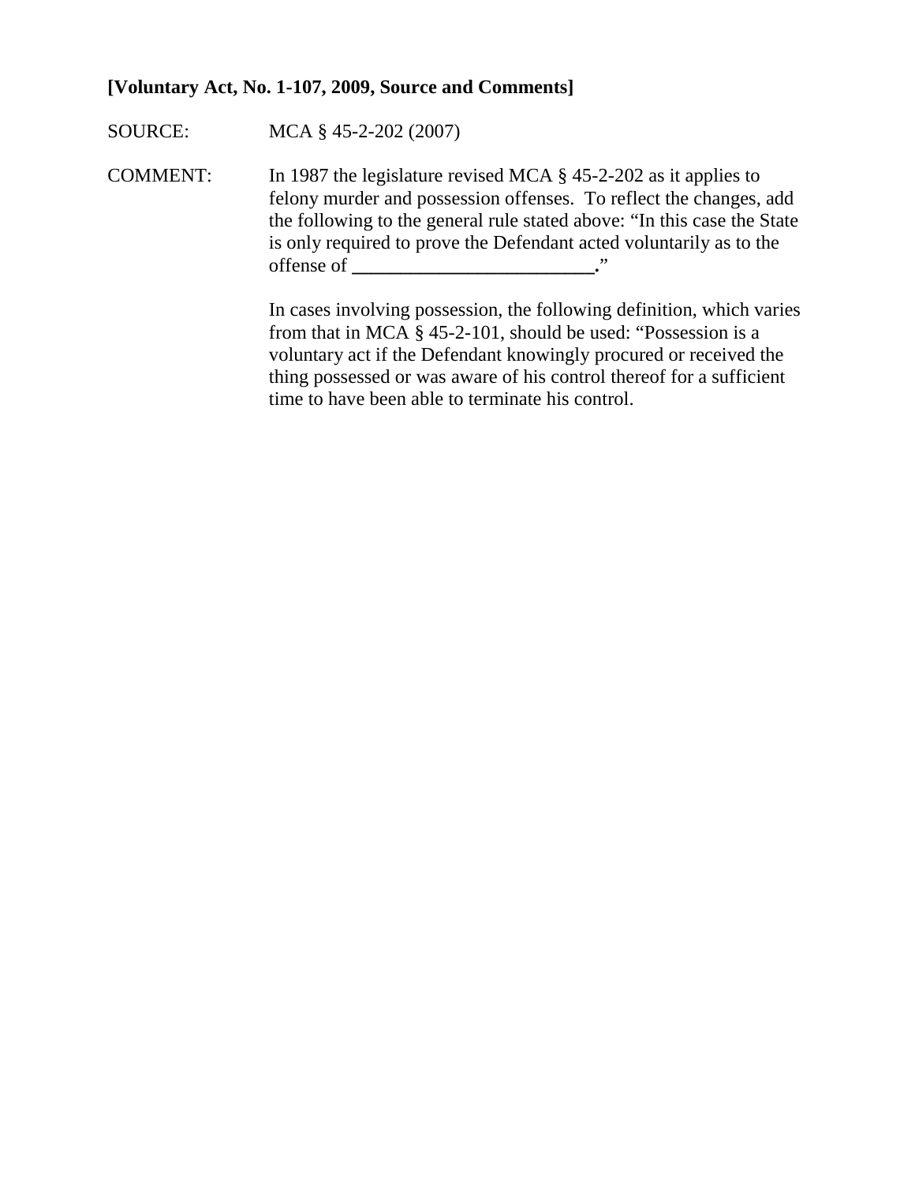**[Voluntary Act, No. 1-107, 2009, Source and Comments]**

SOURCE: MCA § 45-2-202 (2007)

COMMENT: In 1987 the legislature revised MCA § 45-2-202 as it applies to felony murder and possession offenses. To reflect the changes, add the following to the general rule stated above: "In this case the State is only required to prove the Defendant acted voluntarily as to the offense of **\_\_\_\_\_\_\_\_\_\_\_\_\_\_\_\_\_\_\_\_\_\_\_\_\_\_.**"

In cases involving possession, the following definition, which varies from that in MCA § 45-2-101, should be used: "Possession is a voluntary act if the Defendant knowingly procured or received the thing possessed or was aware of his control thereof for a sufficient time to have been able to terminate his control.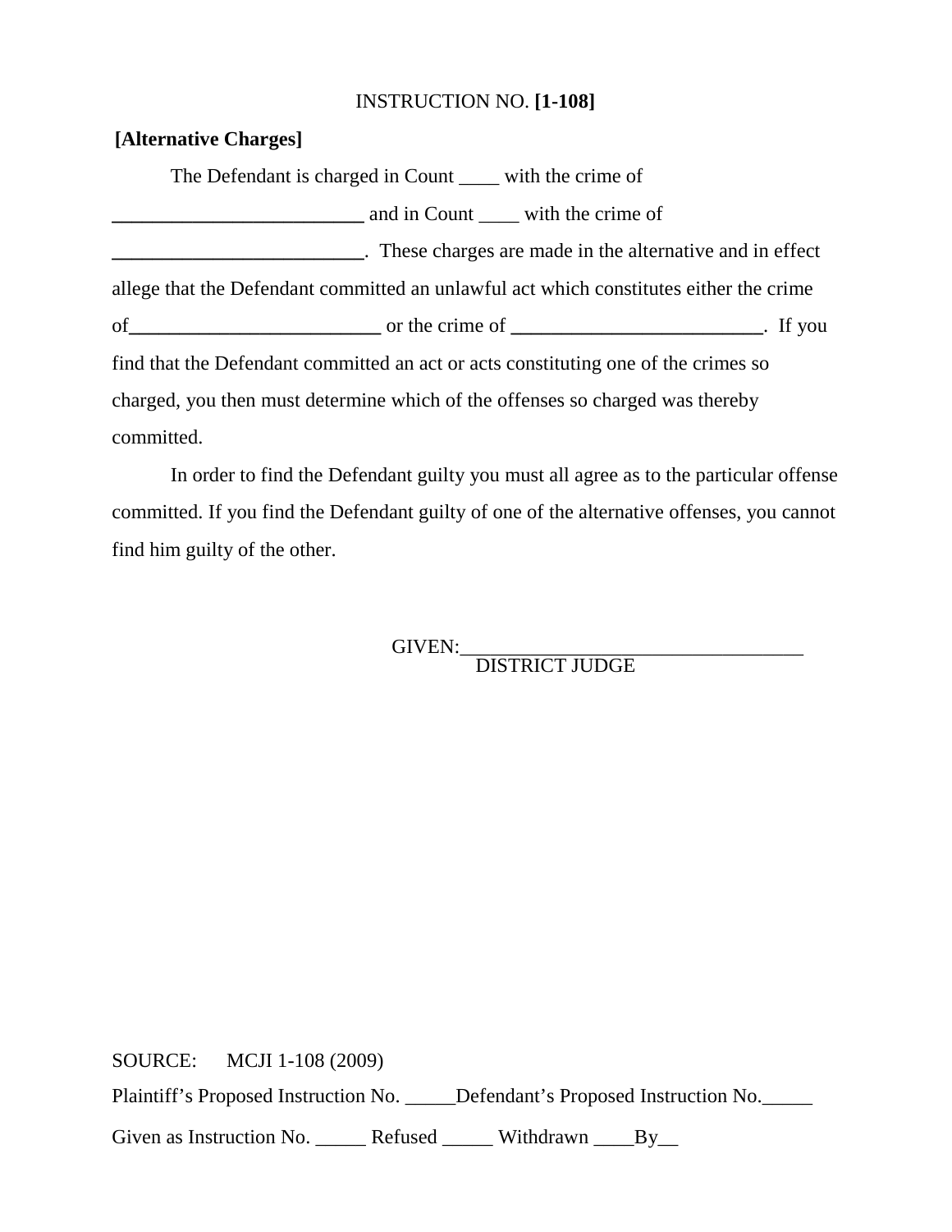INSTRUCTION NO. **[1-108]**

**[Alternative Charges]**

The Defendant is charged in Count ____ with the crime of **_________________________** and in Count ____ with the crime of **_________________________**. These charges are made in the alternative and in effect allege that the Defendant committed an unlawful act which constitutes either the crime of**_________________________** or the crime of **_________________________**. If you find that the Defendant committed an act or acts constituting one of the crimes so charged, you then must determine which of the offenses so charged was thereby committed.

In order to find the Defendant guilty you must all agree as to the particular offense committed. If you find the Defendant guilty of one of the alternative offenses, you cannot find him guilty of the other.

GIVEN:___________________________________
DISTRICT JUDGE

SOURCE: MCJI 1-108 (2009)

Plaintiff's Proposed Instruction No. _____Defendant's Proposed Instruction No._____

Given as Instruction No. _____ Refused _____ Withdrawn ____By__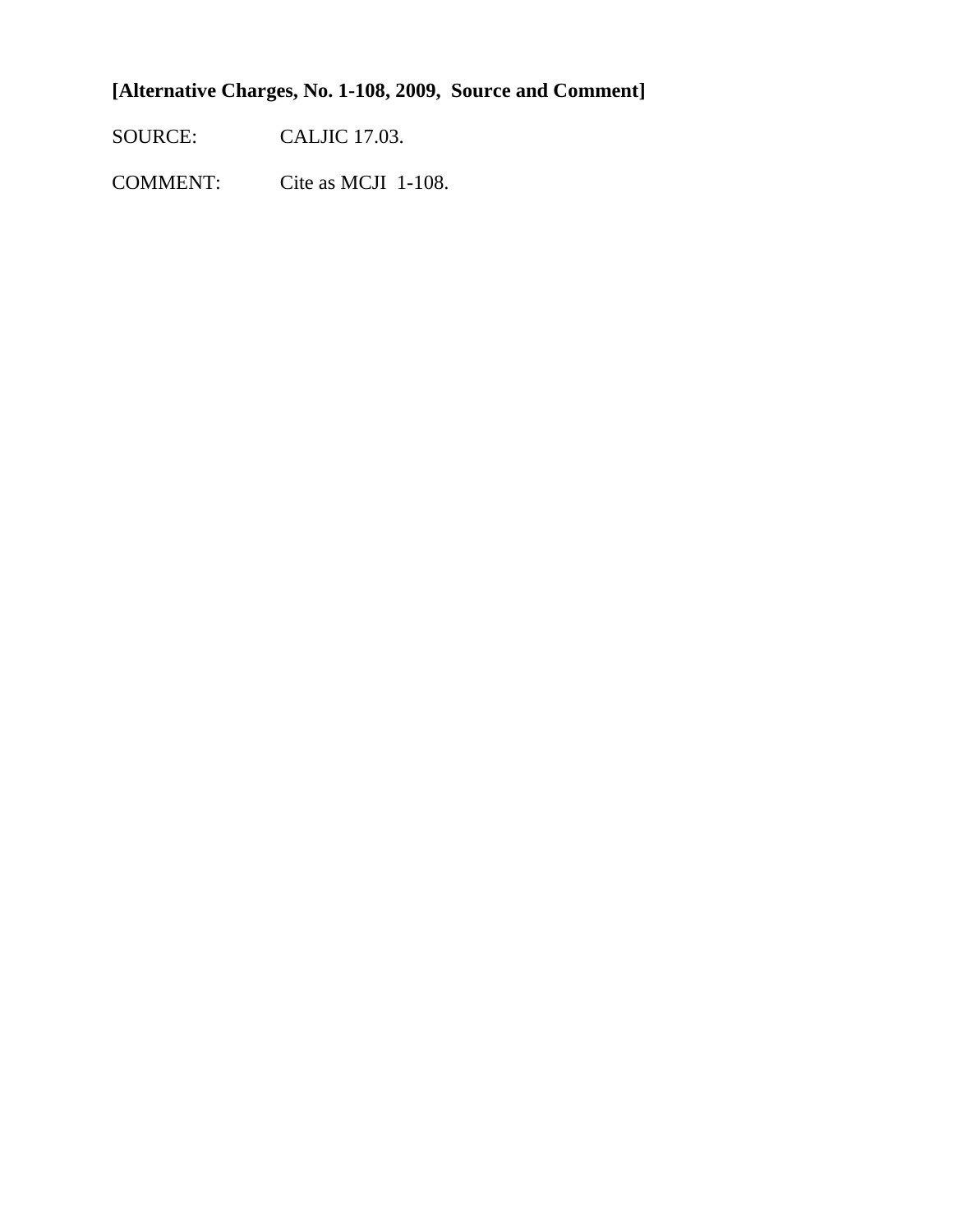**[Alternative Charges, No. 1-108, 2009, Source and Comment]**

SOURCE: CALJIC 17.03.

COMMENT: Cite as MCJI 1-108.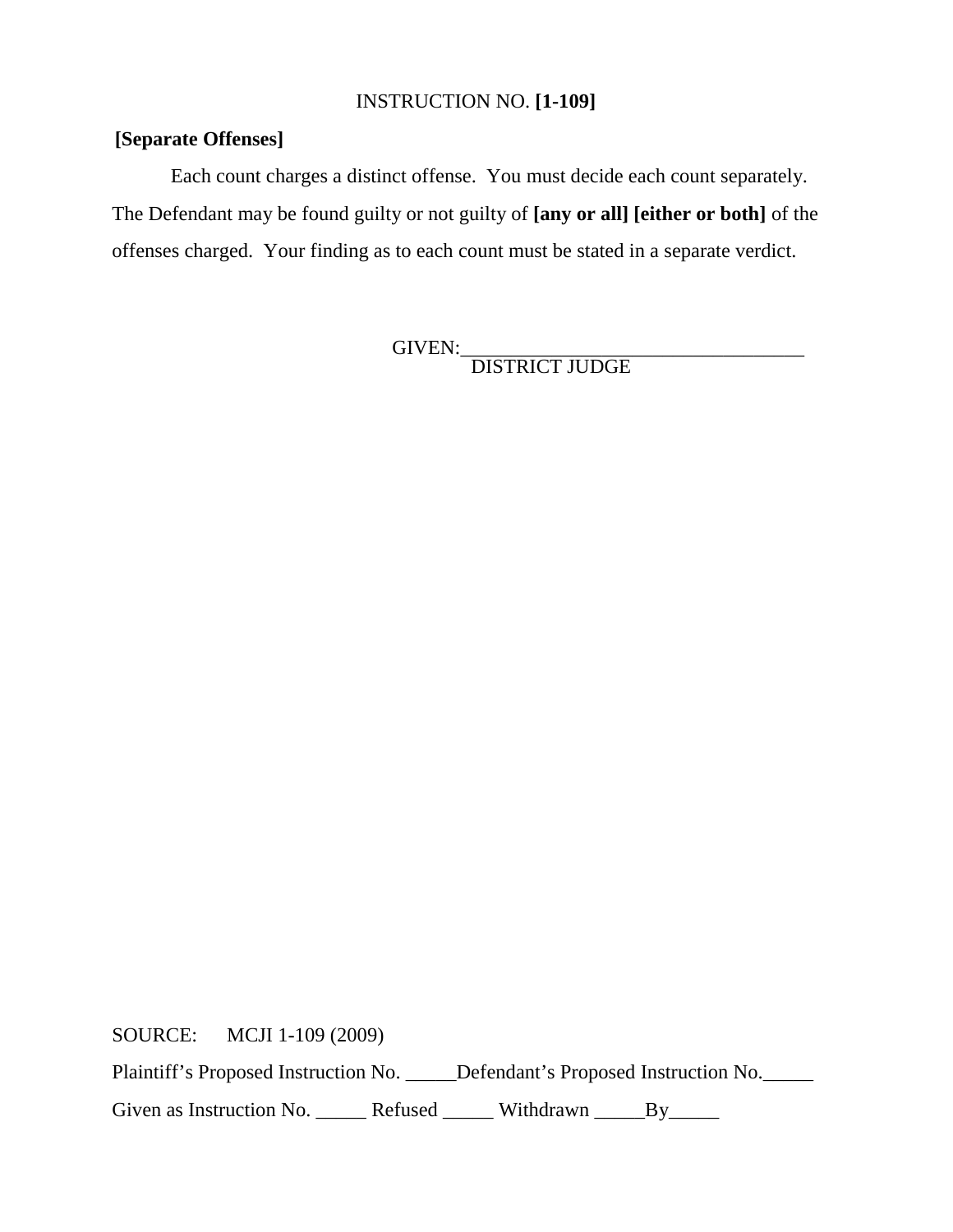INSTRUCTION NO. **[1-109]**

**[Separate Offenses]**

Each count charges a distinct offense. You must decide each count separately. The Defendant may be found guilty or not guilty of **[any or all] [either or both]** of the offenses charged. Your finding as to each count must be stated in a separate verdict.

GIVEN:___________________________________
DISTRICT JUDGE

SOURCE: MCJI 1-109 (2009)

Plaintiff's Proposed Instruction No. _____Defendant's Proposed Instruction No._____

Given as Instruction No. _____ Refused _____ Withdrawn _____By_____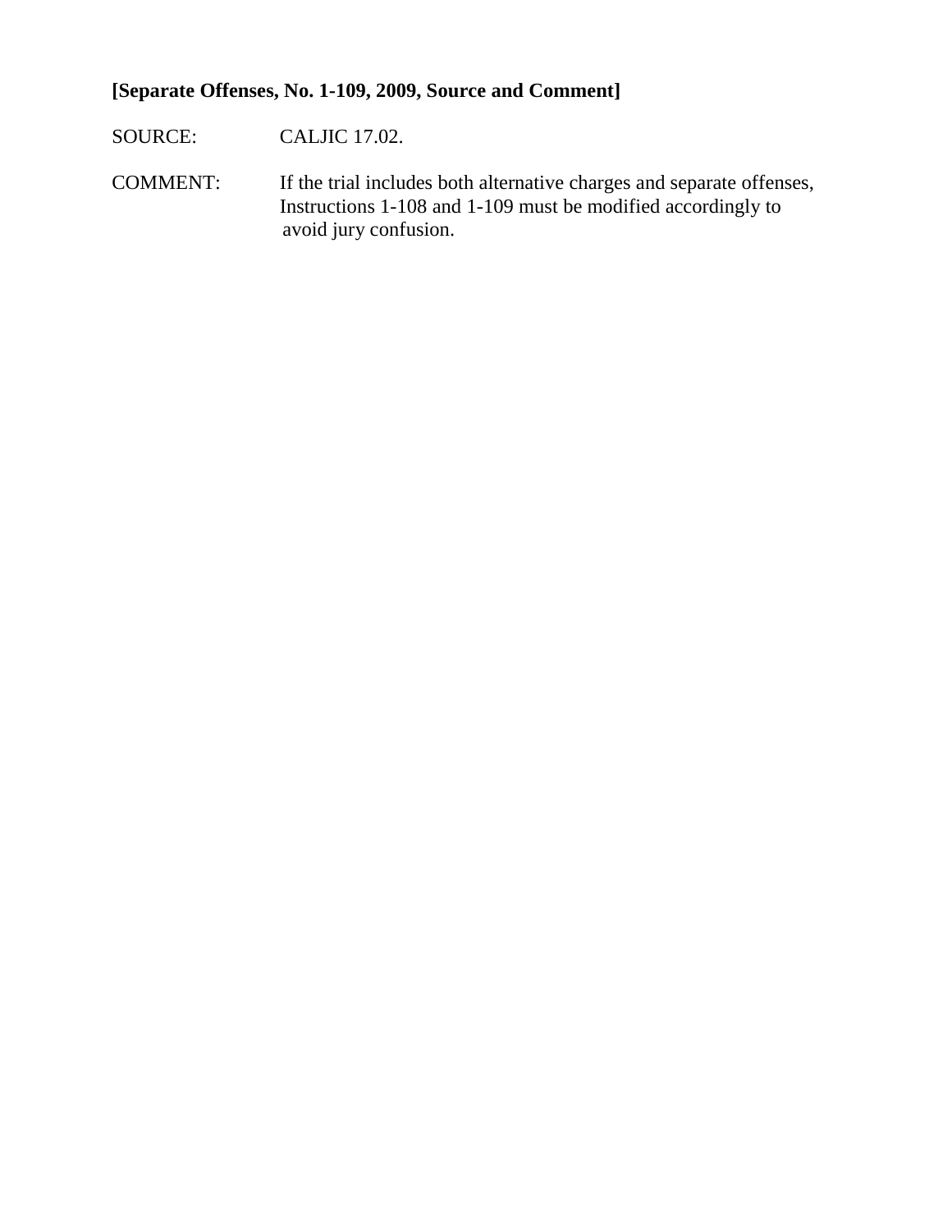**[Separate Offenses, No. 1-109, 2009, Source and Comment]**

SOURCE: CALJIC 17.02.

COMMENT: If the trial includes both alternative charges and separate offenses, Instructions 1-108 and 1-109 must be modified accordingly to avoid jury confusion.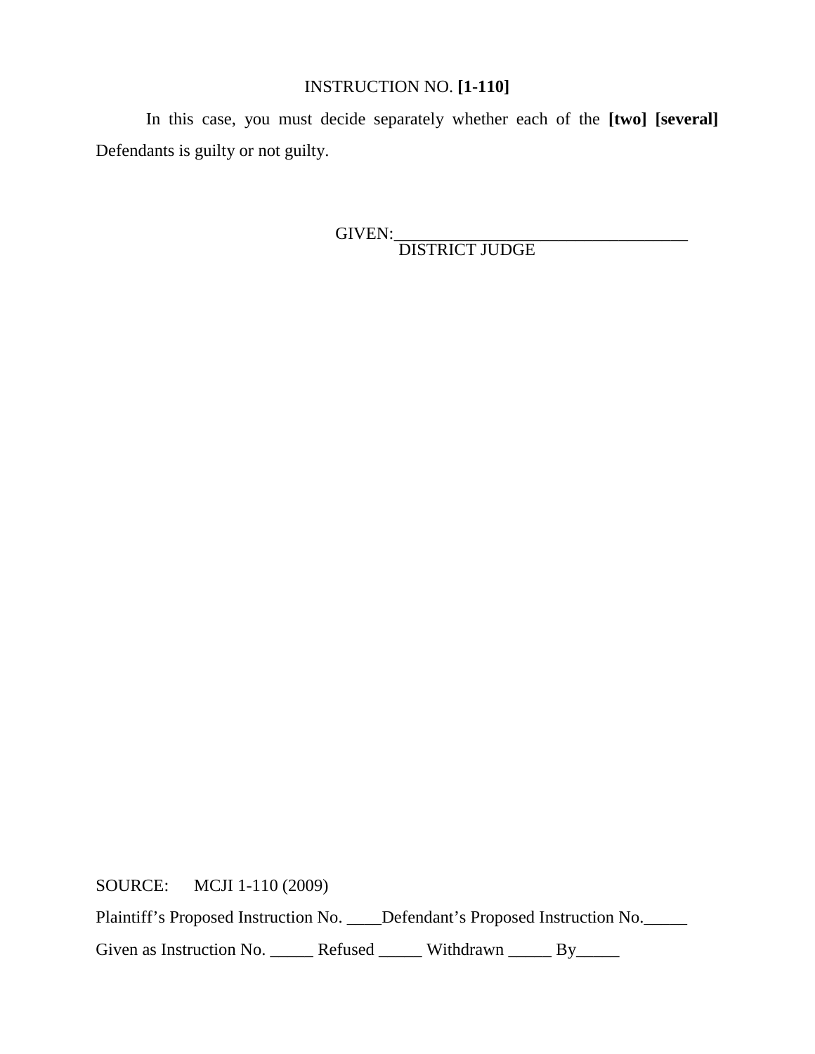INSTRUCTION NO. **[1-110]**

In this case, you must decide separately whether each of the **[two] [several]** Defendants is guilty or not guilty.

GIVEN:___________________________________
DISTRICT JUDGE

SOURCE: MCJI 1-110 (2009)

Plaintiff's Proposed Instruction No. ____Defendant's Proposed Instruction No._____

Given as Instruction No. _____ Refused _____ Withdrawn _____ By_____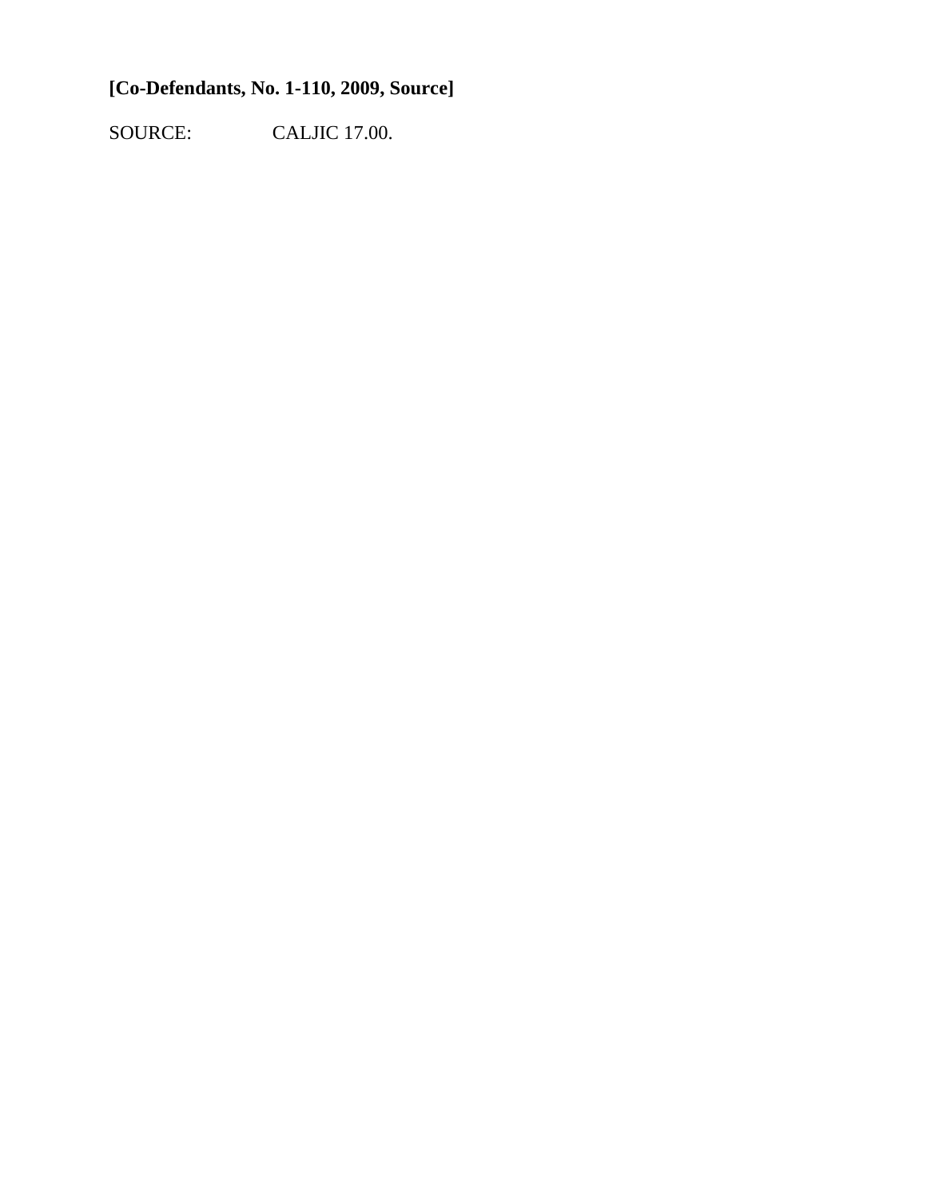**[Co-Defendants, No. 1-110, 2009, Source]**

SOURCE: CALJIC 17.00.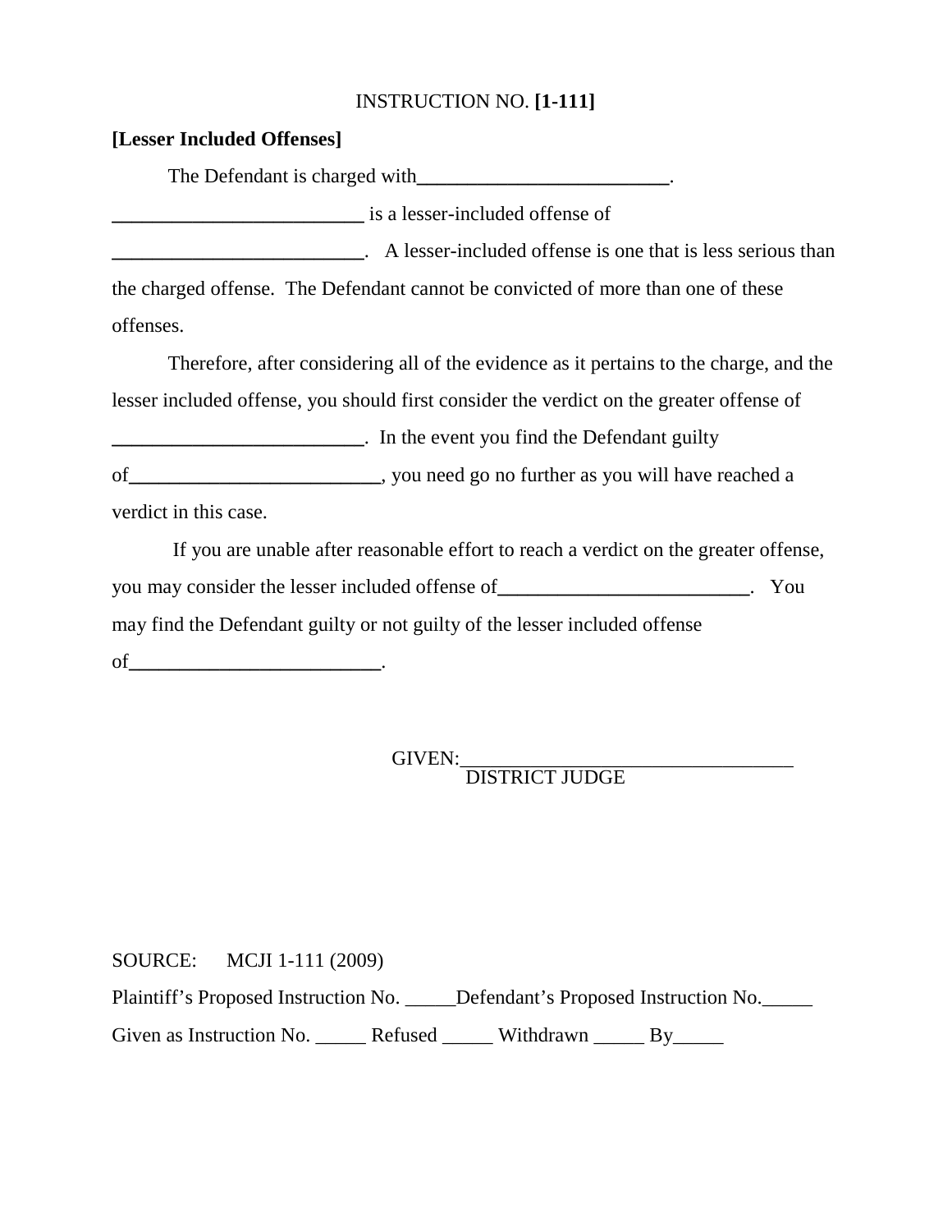INSTRUCTION NO. **[1-111]**

**[Lesser Included Offenses]**

The Defendant is charged with\_\_\_\_\_\_\_\_\_\_\_\_\_\_\_\_\_\_\_\_\_\_\_\_\_.

\_\_\_\_\_\_\_\_\_\_\_\_\_\_\_\_\_\_\_\_\_\_\_\_\_ is a lesser-included offense of \_\_\_\_\_\_\_\_\_\_\_\_\_\_\_\_\_\_\_\_\_\_\_\_\_. A lesser-included offense is one that is less serious than the charged offense. The Defendant cannot be convicted of more than one of these offenses.

Therefore, after considering all of the evidence as it pertains to the charge, and the lesser included offense, you should first consider the verdict on the greater offense of \_\_\_\_\_\_\_\_\_\_\_\_\_\_\_\_\_\_\_\_\_\_\_\_\_. In the event you find the Defendant guilty of\_\_\_\_\_\_\_\_\_\_\_\_\_\_\_\_\_\_\_\_\_\_\_\_\_, you need go no further as you will have reached a verdict in this case.

If you are unable after reasonable effort to reach a verdict on the greater offense, you may consider the lesser included offense of\_\_\_\_\_\_\_\_\_\_\_\_\_\_\_\_\_\_\_\_\_\_\_\_\_. You may find the Defendant guilty or not guilty of the lesser included offense of\_\_\_\_\_\_\_\_\_\_\_\_\_\_\_\_\_\_\_\_\_\_\_\_\_.

GIVEN:\_\_\_\_\_\_\_\_\_\_\_\_\_\_\_\_\_\_\_\_\_\_\_\_\_\_\_\_\_\_\_\_\_\_
DISTRICT JUDGE

SOURCE: MCJI 1-111 (2009)

Plaintiff's Proposed Instruction No. \_\_\_\_\_Defendant's Proposed Instruction No.\_\_\_\_\_

Given as Instruction No. \_\_\_\_\_ Refused \_\_\_\_\_ Withdrawn \_\_\_\_\_ By\_\_\_\_\_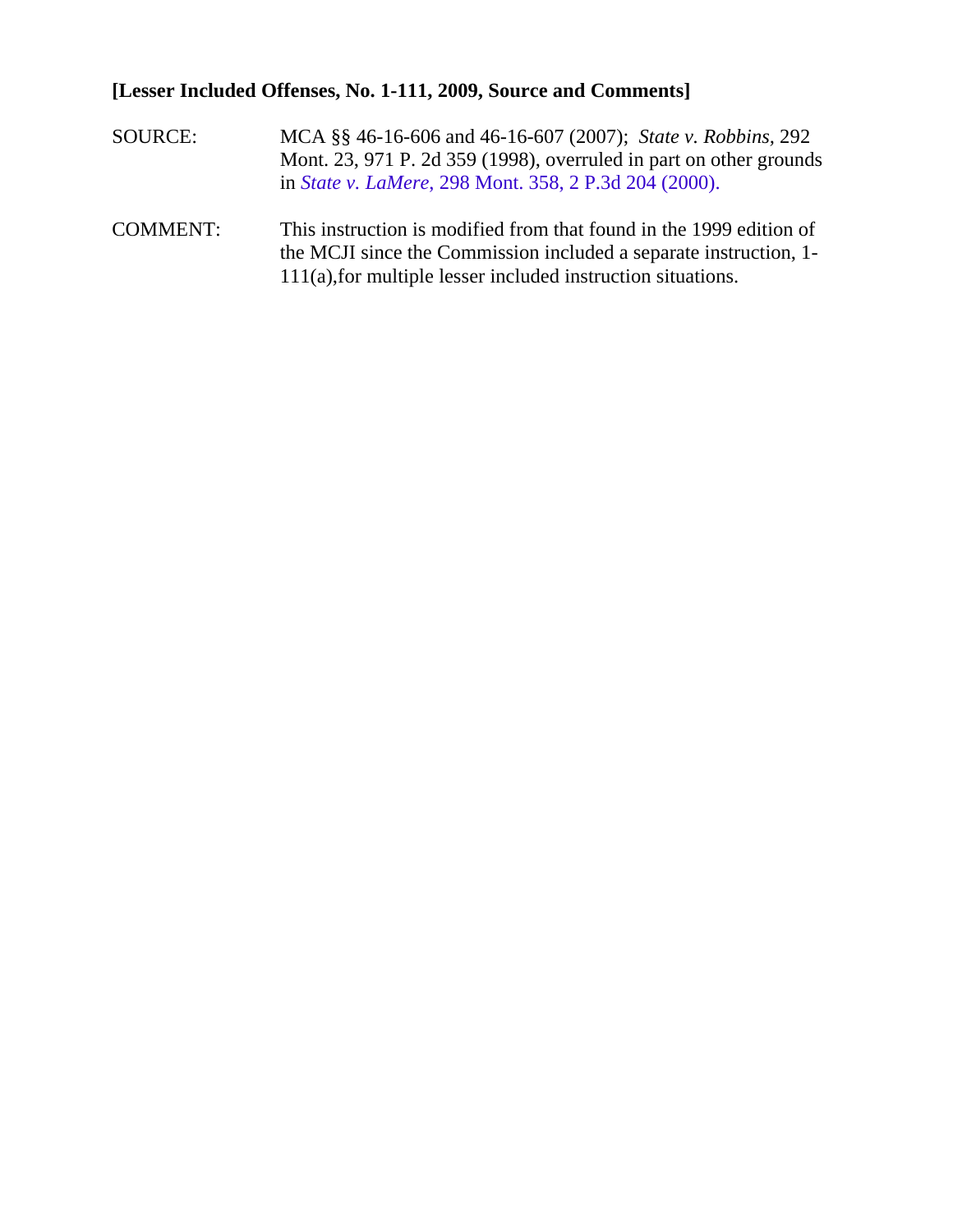**[Lesser Included Offenses, No. 1-111, 2009, Source and Comments]**

SOURCE: MCA §§ 46-16-606 and 46-16-607 (2007); *State v. Robbins*, 292 Mont. 23, 971 P. 2d 359 (1998), overruled in part on other grounds in *State v. LaMere*, 298 Mont. 358, 2 P.3d 204 (2000).

COMMENT: This instruction is modified from that found in the 1999 edition of the MCJI since the Commission included a separate instruction, 1-111(a),for multiple lesser included instruction situations.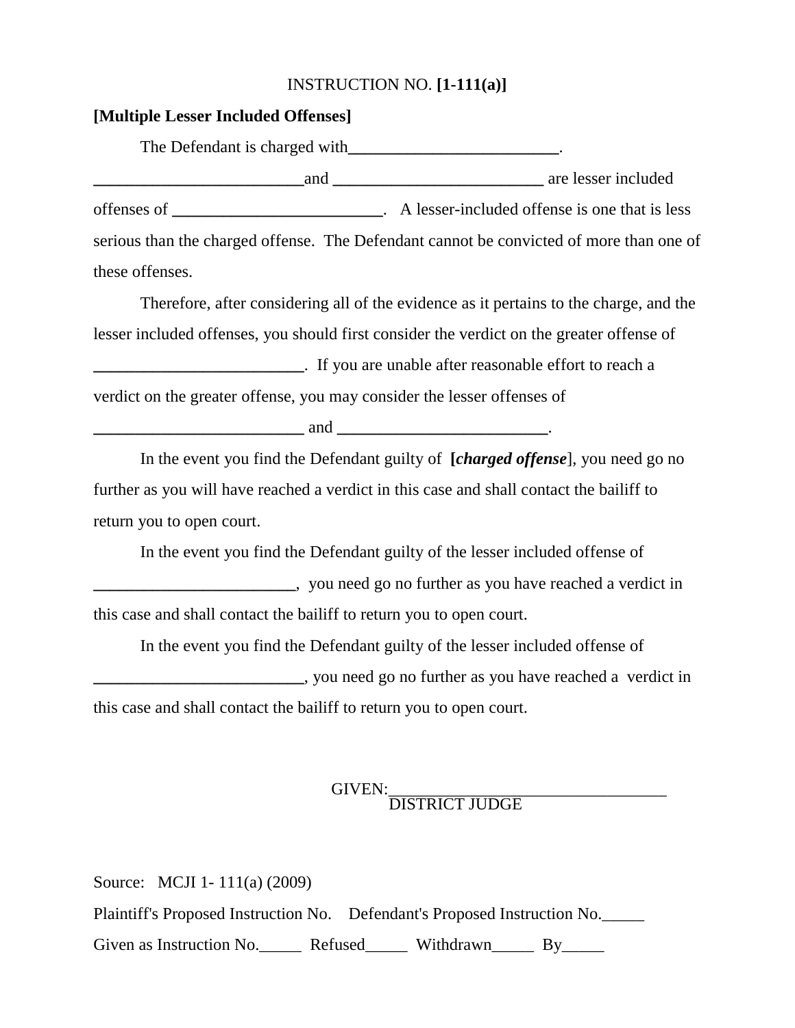INSTRUCTION NO. **[1-111(a)]**

**[Multiple Lesser Included Offenses]**

The Defendant is charged with__________________________.

__________________________and __________________________ are lesser included offenses of __________________________. A lesser-included offense is one that is less serious than the charged offense. The Defendant cannot be convicted of more than one of these offenses.

Therefore, after considering all of the evidence as it pertains to the charge, and the lesser included offenses, you should first consider the verdict on the greater offense of __________________________. If you are unable after reasonable effort to reach a verdict on the greater offense, you may consider the lesser offenses of __________________________ and __________________________.

In the event you find the Defendant guilty of **[*charged offense*]**, you need go no further as you will have reached a verdict in this case and shall contact the bailiff to return you to open court.

In the event you find the Defendant guilty of the lesser included offense of __________________________, you need go no further as you have reached a verdict in this case and shall contact the bailiff to return you to open court.

In the event you find the Defendant guilty of the lesser included offense of __________________________, you need go no further as you have reached a verdict in this case and shall contact the bailiff to return you to open court.

GIVEN:__________________________________
DISTRICT JUDGE

Source: MCJI 1- 111(a) (2009)

Plaintiff's Proposed Instruction No. Defendant's Proposed Instruction No._____

Given as Instruction No._____ Refused_____ Withdrawn_____ By_____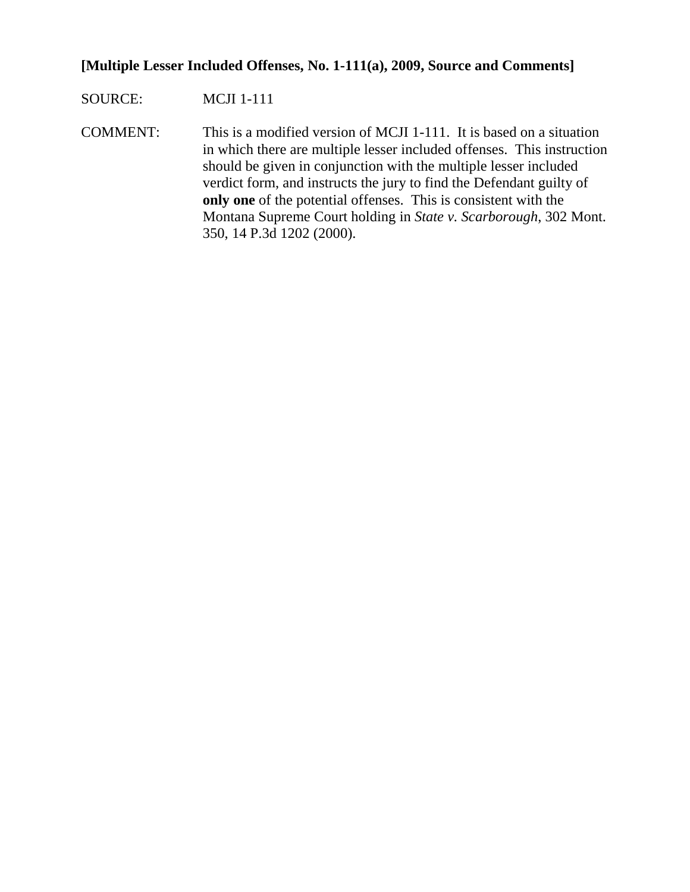**[Multiple Lesser Included Offenses, No. 1-111(a), 2009, Source and Comments]**

SOURCE: MCJI 1-111

COMMENT: This is a modified version of MCJI 1-111. It is based on a situation in which there are multiple lesser included offenses. This instruction should be given in conjunction with the multiple lesser included verdict form, and instructs the jury to find the Defendant guilty of **only one** of the potential offenses. This is consistent with the Montana Supreme Court holding in *State v. Scarborough*, 302 Mont. 350, 14 P.3d 1202 (2000).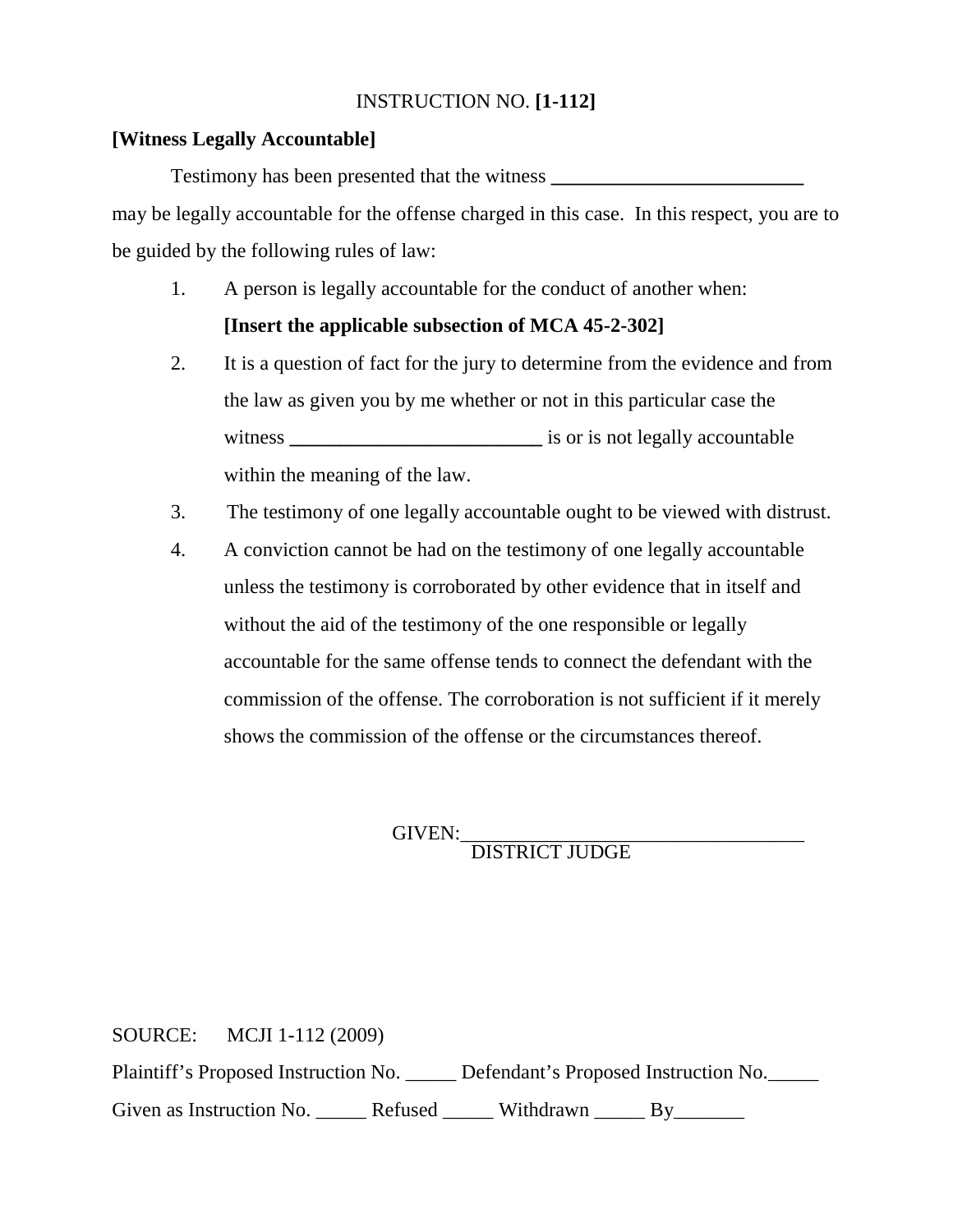INSTRUCTION NO. **[1-112]**

**[Witness Legally Accountable]**

Testimony has been presented that the witness **_________________________** may be legally accountable for the offense charged in this case. In this respect, you are to be guided by the following rules of law:

1. A person is legally accountable for the conduct of another when:
   **[Insert the applicable subsection of MCA 45-2-302]**
2. It is a question of fact for the jury to determine from the evidence and from the law as given you by me whether or not in this particular case the witness **_________________________** is or is not legally accountable within the meaning of the law.
3. The testimony of one legally accountable ought to be viewed with distrust.
4. A conviction cannot be had on the testimony of one legally accountable unless the testimony is corroborated by other evidence that in itself and without the aid of the testimony of the one responsible or legally accountable for the same offense tends to connect the defendant with the commission of the offense. The corroboration is not sufficient if it merely shows the commission of the offense or the circumstances thereof.

GIVEN:___________________________________
DISTRICT JUDGE

SOURCE: MCJI 1-112 (2009)

Plaintiff's Proposed Instruction No. _____ Defendant's Proposed Instruction No._____

Given as Instruction No. _____ Refused _____ Withdrawn _____ By_______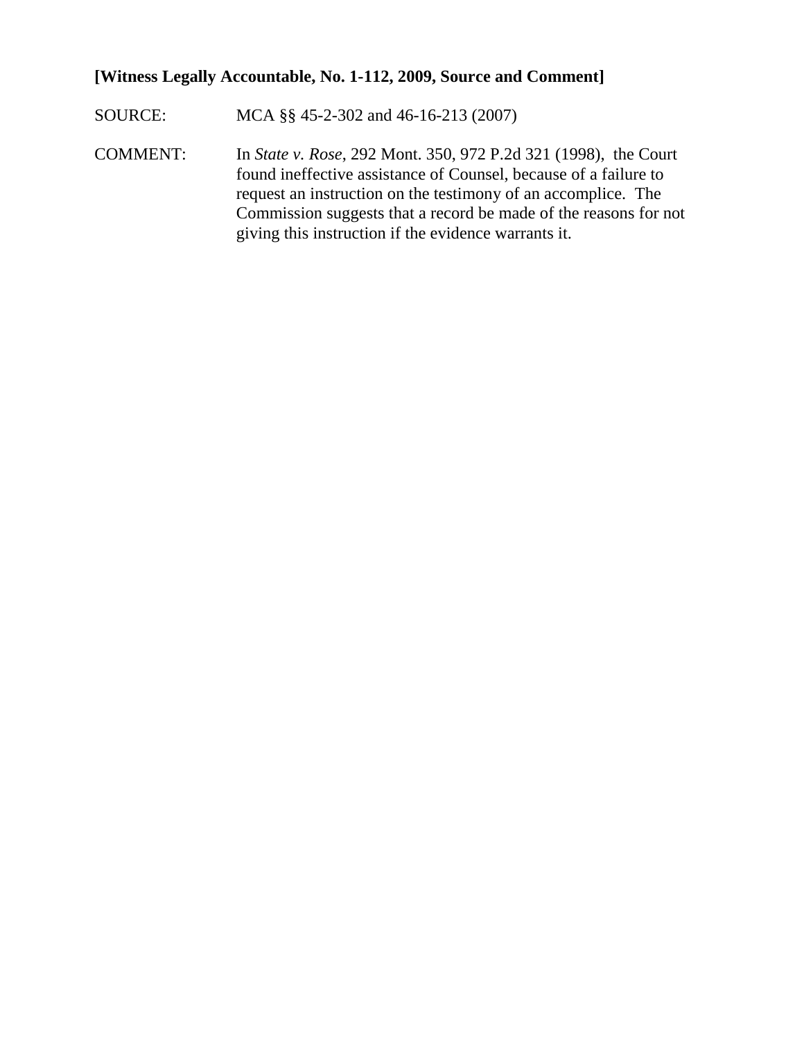**[Witness Legally Accountable, No. 1-112, 2009, Source and Comment]**

SOURCE: MCA §§ 45-2-302 and 46-16-213 (2007)

COMMENT: In *State v. Rose*, 292 Mont. 350, 972 P.2d 321 (1998), the Court found ineffective assistance of Counsel, because of a failure to request an instruction on the testimony of an accomplice. The Commission suggests that a record be made of the reasons for not giving this instruction if the evidence warrants it.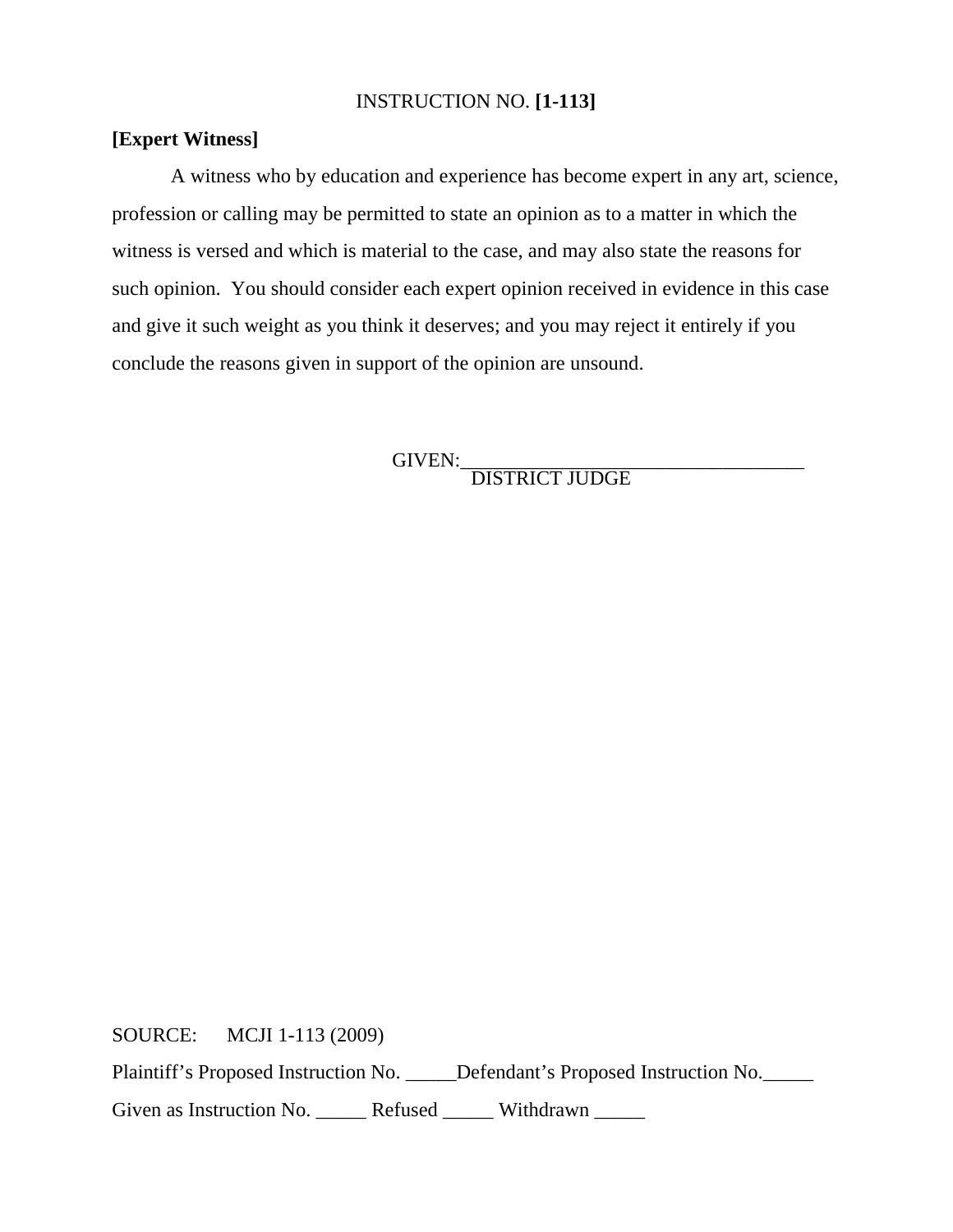INSTRUCTION NO. **[1-113]**

**[Expert Witness]**

A witness who by education and experience has become expert in any art, science, profession or calling may be permitted to state an opinion as to a matter in which the witness is versed and which is material to the case, and may also state the reasons for such opinion. You should consider each expert opinion received in evidence in this case and give it such weight as you think it deserves; and you may reject it entirely if you conclude the reasons given in support of the opinion are unsound.

GIVEN:___________________________________
DISTRICT JUDGE

SOURCE: MCJI 1-113 (2009)

Plaintiff's Proposed Instruction No. _____Defendant's Proposed Instruction No._____

Given as Instruction No. _____ Refused _____ Withdrawn _____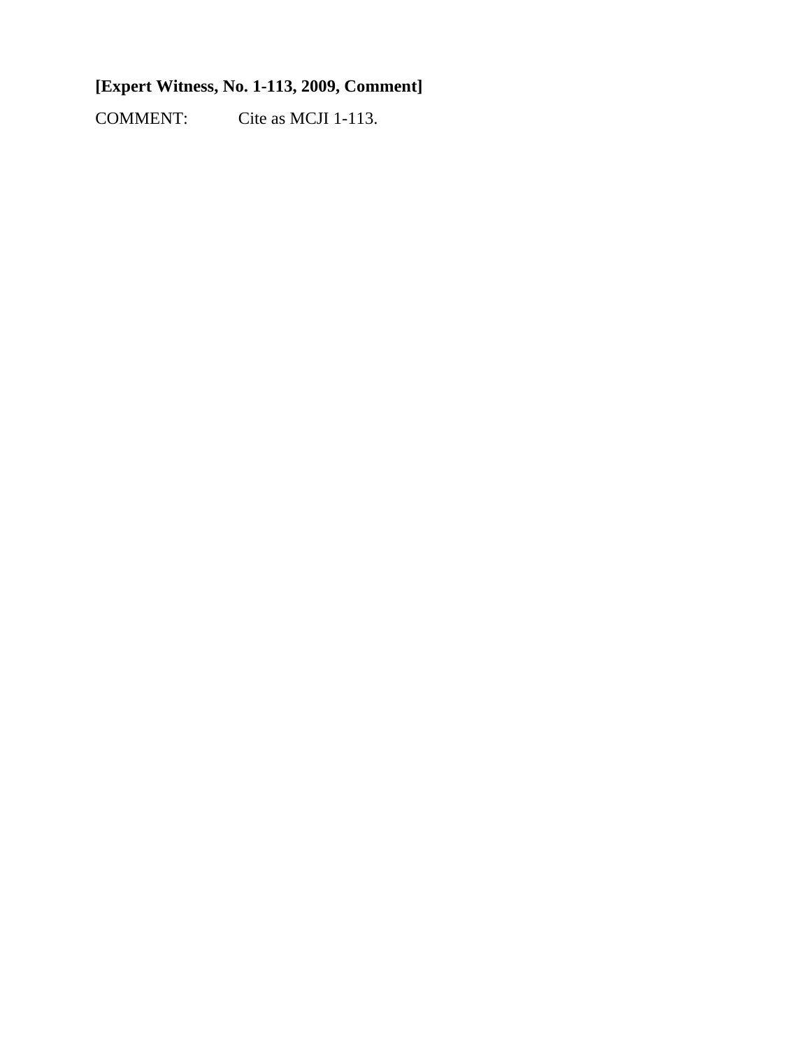**[Expert Witness, No. 1-113, 2009, Comment]**

COMMENT: Cite as MCJI 1-113.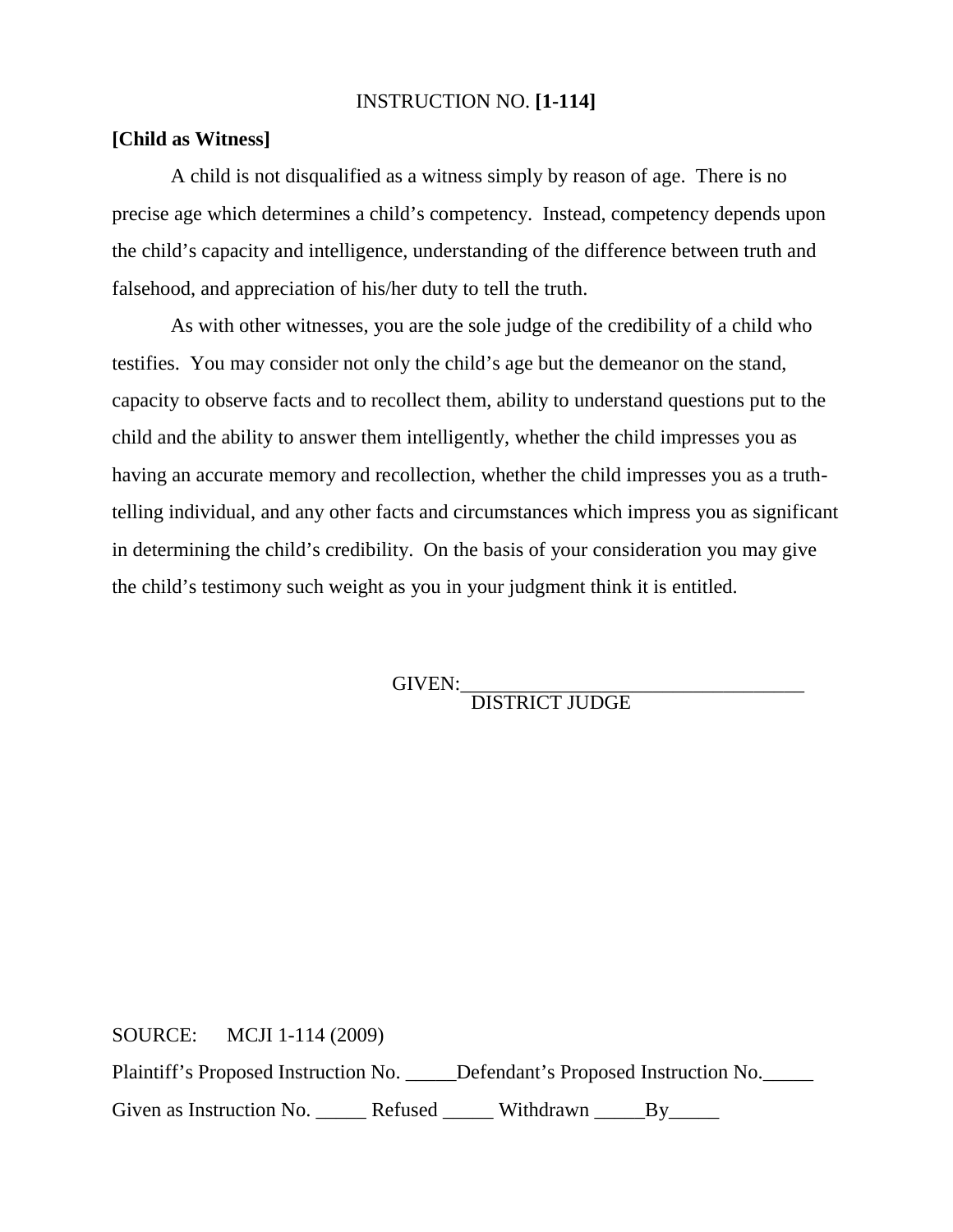INSTRUCTION NO. **[1-114]**

**[Child as Witness]**

A child is not disqualified as a witness simply by reason of age. There is no precise age which determines a child's competency. Instead, competency depends upon the child's capacity and intelligence, understanding of the difference between truth and falsehood, and appreciation of his/her duty to tell the truth.

As with other witnesses, you are the sole judge of the credibility of a child who testifies. You may consider not only the child's age but the demeanor on the stand, capacity to observe facts and to recollect them, ability to understand questions put to the child and the ability to answer them intelligently, whether the child impresses you as having an accurate memory and recollection, whether the child impresses you as a truth-telling individual, and any other facts and circumstances which impress you as significant in determining the child's credibility. On the basis of your consideration you may give the child's testimony such weight as you in your judgment think it is entitled.

GIVEN:___________________________________
DISTRICT JUDGE

SOURCE: MCJI 1-114 (2009)

Plaintiff's Proposed Instruction No. _____Defendant's Proposed Instruction No._____

Given as Instruction No. _____ Refused _____ Withdrawn _____By_____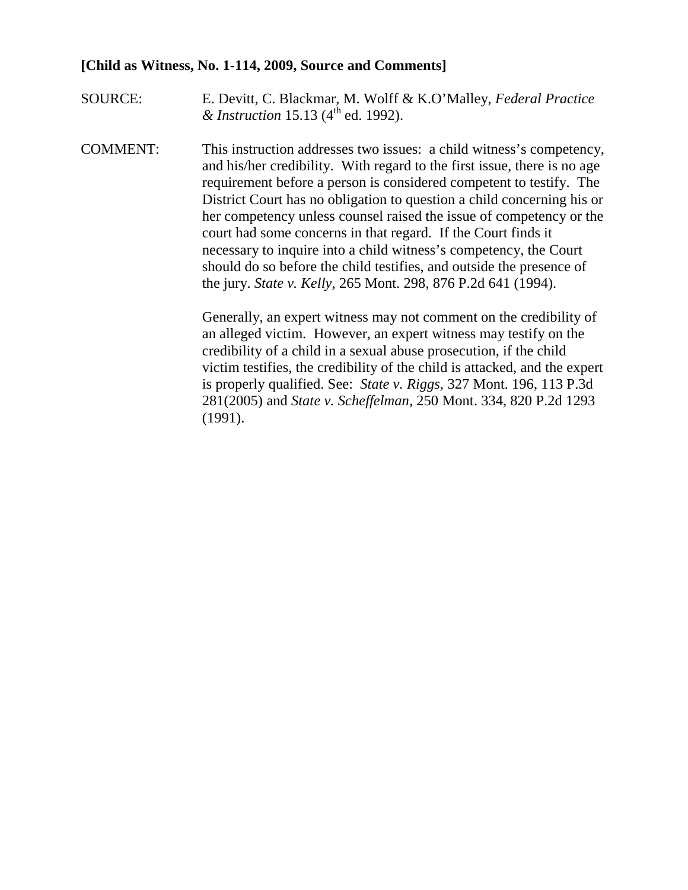**[Child as Witness, No. 1-114, 2009, Source and Comments]**

SOURCE: E. Devitt, C. Blackmar, M. Wolff & K.O'Malley, *Federal Practice & Instruction* 15.13 (4th ed. 1992).

COMMENT: This instruction addresses two issues: a child witness's competency, and his/her credibility. With regard to the first issue, there is no age requirement before a person is considered competent to testify. The District Court has no obligation to question a child concerning his or her competency unless counsel raised the issue of competency or the court had some concerns in that regard. If the Court finds it necessary to inquire into a child witness's competency, the Court should do so before the child testifies, and outside the presence of the jury. *State v. Kelly,* 265 Mont. 298, 876 P.2d 641 (1994).

Generally, an expert witness may not comment on the credibility of an alleged victim. However, an expert witness may testify on the credibility of a child in a sexual abuse prosecution, if the child victim testifies, the credibility of the child is attacked, and the expert is properly qualified. See: *State v. Riggs*, 327 Mont. 196, 113 P.3d 281(2005) and *State v. Scheffelman*, 250 Mont. 334, 820 P.2d 1293 (1991).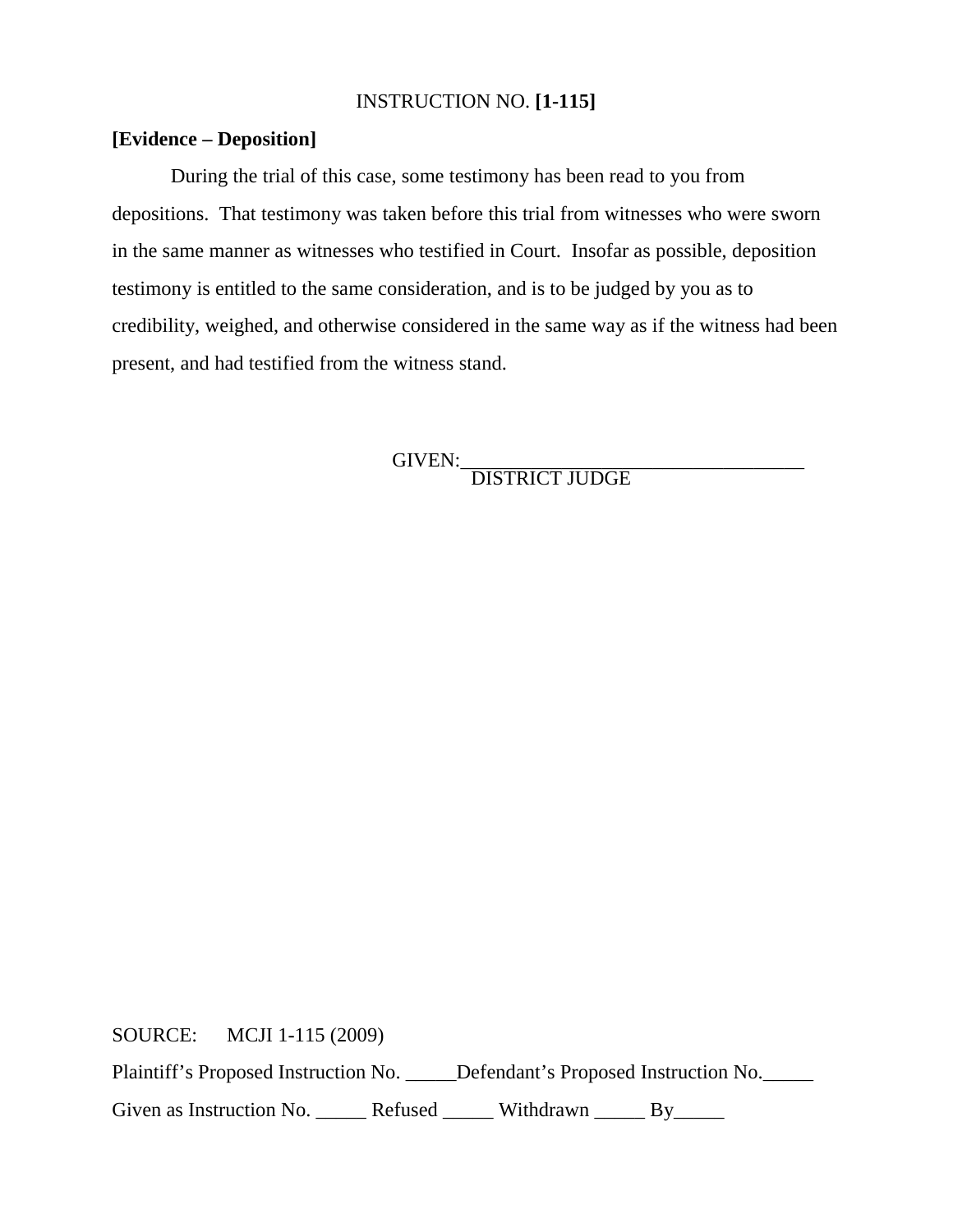INSTRUCTION NO. **[1-115]**

**[Evidence – Deposition]**

During the trial of this case, some testimony has been read to you from depositions. That testimony was taken before this trial from witnesses who were sworn in the same manner as witnesses who testified in Court. Insofar as possible, deposition testimony is entitled to the same consideration, and is to be judged by you as to credibility, weighed, and otherwise considered in the same way as if the witness had been present, and had testified from the witness stand.

GIVEN:___________________________________
DISTRICT JUDGE

SOURCE: MCJI 1-115 (2009)

Plaintiff's Proposed Instruction No. _____Defendant's Proposed Instruction No._____

Given as Instruction No. _____ Refused _____ Withdrawn _____ By_____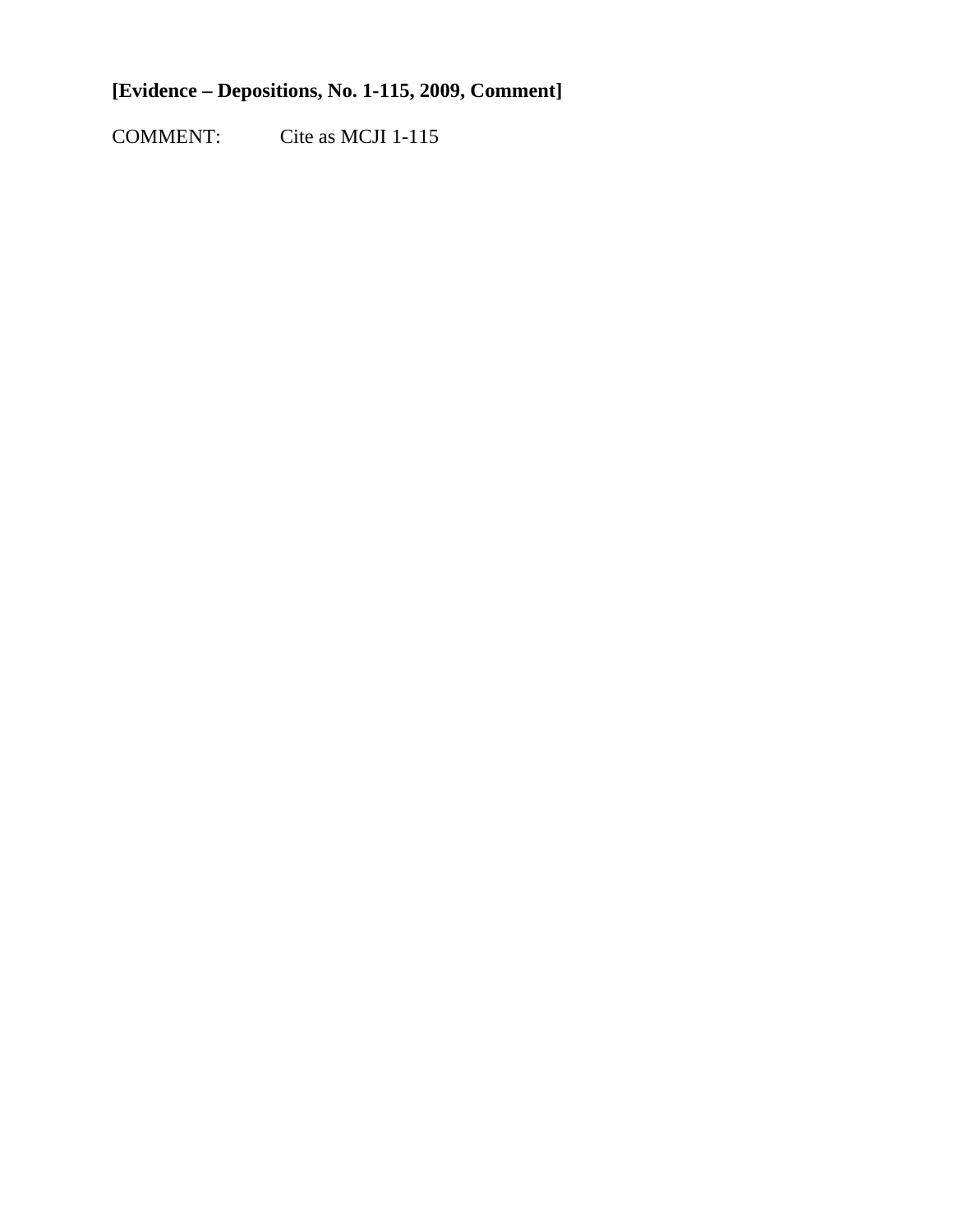**[Evidence – Depositions, No. 1-115, 2009, Comment]**

COMMENT: Cite as MCJI 1-115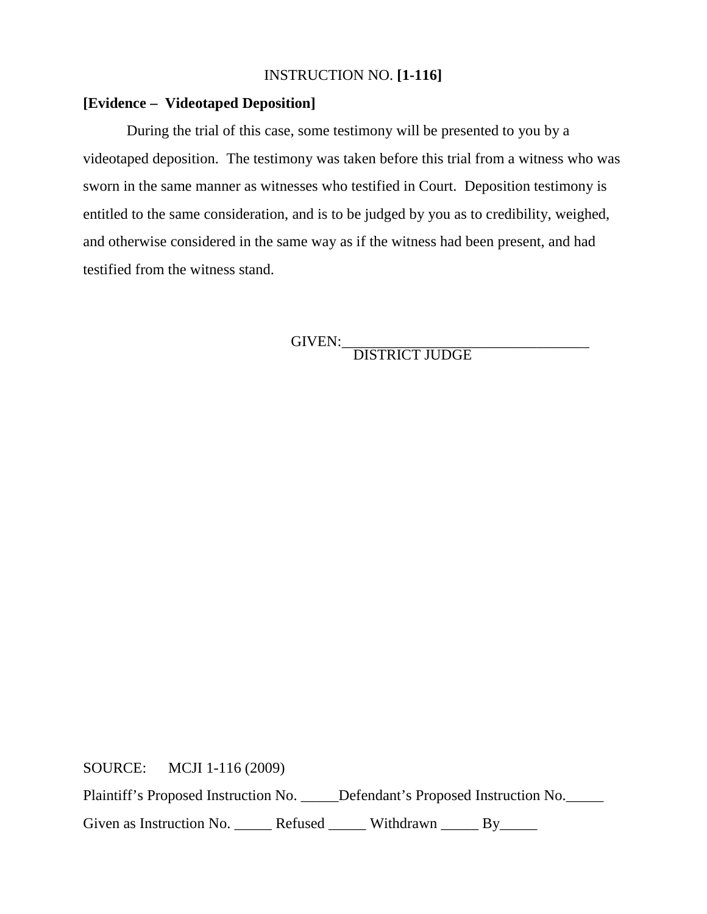INSTRUCTION NO. **[1-116]**

**[Evidence – Videotaped Deposition]**

During the trial of this case, some testimony will be presented to you by a videotaped deposition. The testimony was taken before this trial from a witness who was sworn in the same manner as witnesses who testified in Court. Deposition testimony is entitled to the same consideration, and is to be judged by you as to credibility, weighed, and otherwise considered in the same way as if the witness had been present, and had testified from the witness stand.

GIVEN:_________________________________
DISTRICT JUDGE

SOURCE: MCJI 1-116 (2009)

Plaintiff's Proposed Instruction No. _____Defendant's Proposed Instruction No._____

Given as Instruction No. _____ Refused _____ Withdrawn _____ By_____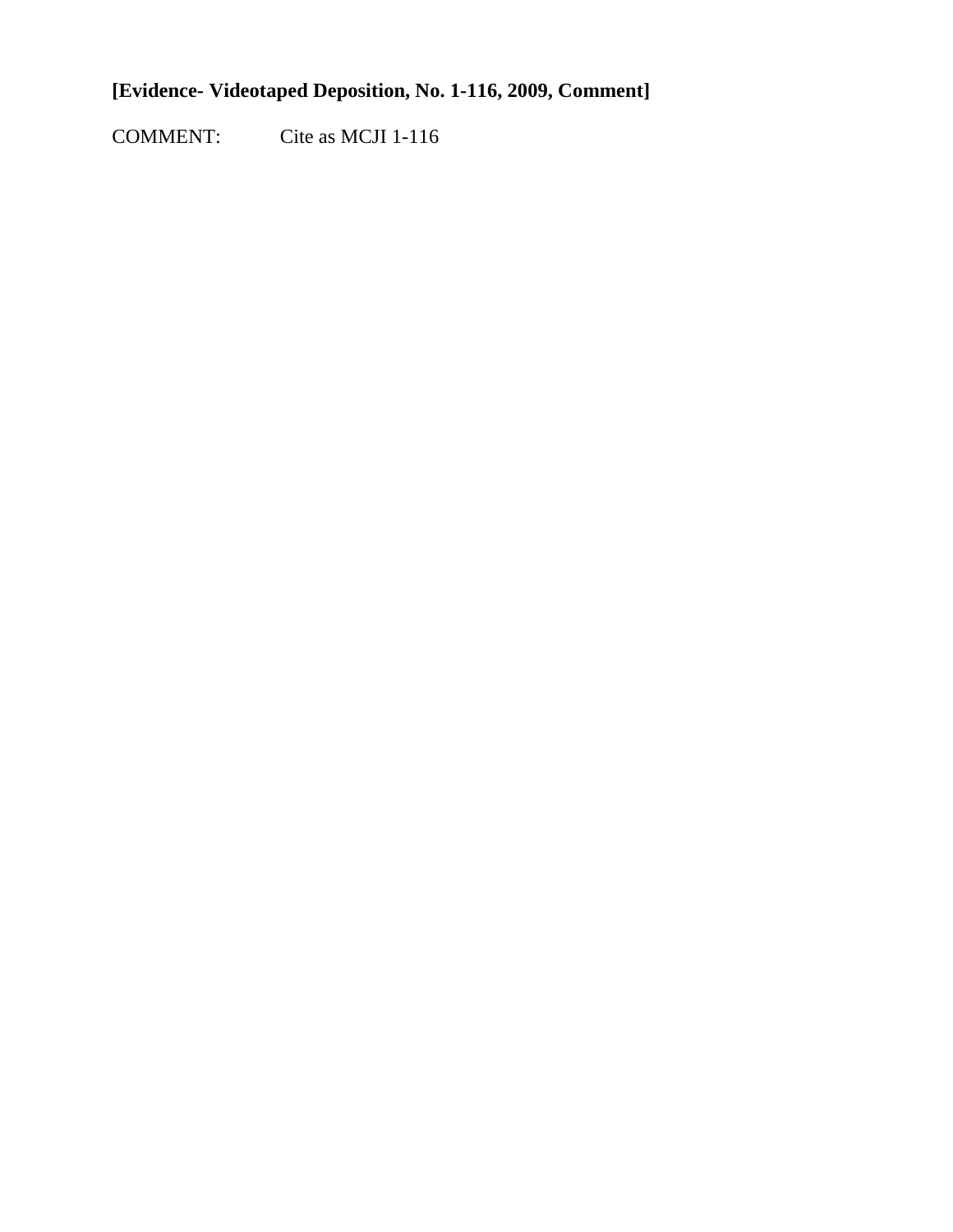**[Evidence- Videotaped Deposition, No. 1-116, 2009, Comment]**

COMMENT: Cite as MCJI 1-116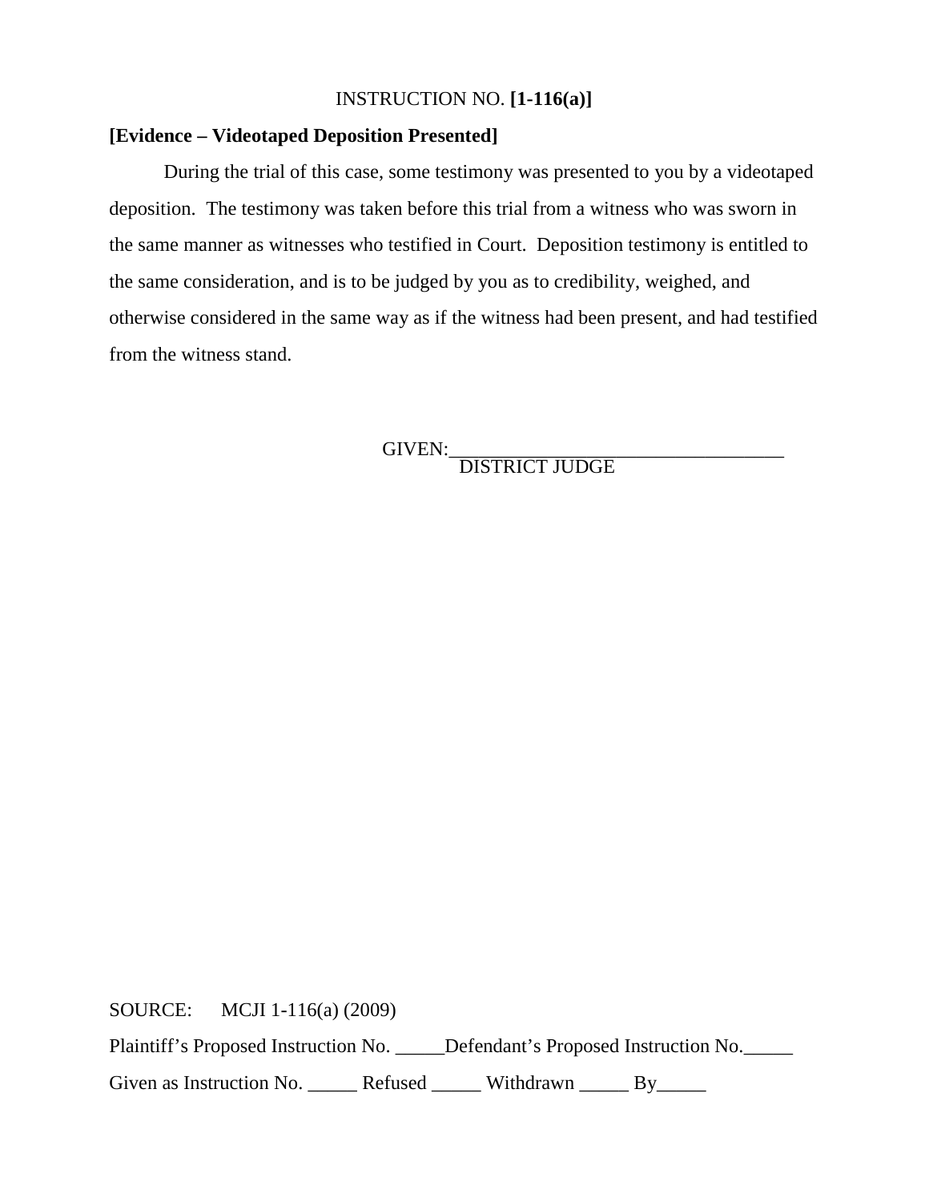INSTRUCTION NO. **[1-116(a)]**

**[Evidence – Videotaped Deposition Presented]**

During the trial of this case, some testimony was presented to you by a videotaped deposition. The testimony was taken before this trial from a witness who was sworn in the same manner as witnesses who testified in Court. Deposition testimony is entitled to the same consideration, and is to be judged by you as to credibility, weighed, and otherwise considered in the same way as if the witness had been present, and had testified from the witness stand.

GIVEN:___________________________________
DISTRICT JUDGE

SOURCE: MCJI 1-116(a) (2009)

Plaintiff's Proposed Instruction No. _____Defendant's Proposed Instruction No._____

Given as Instruction No. _____ Refused _____ Withdrawn _____ By_____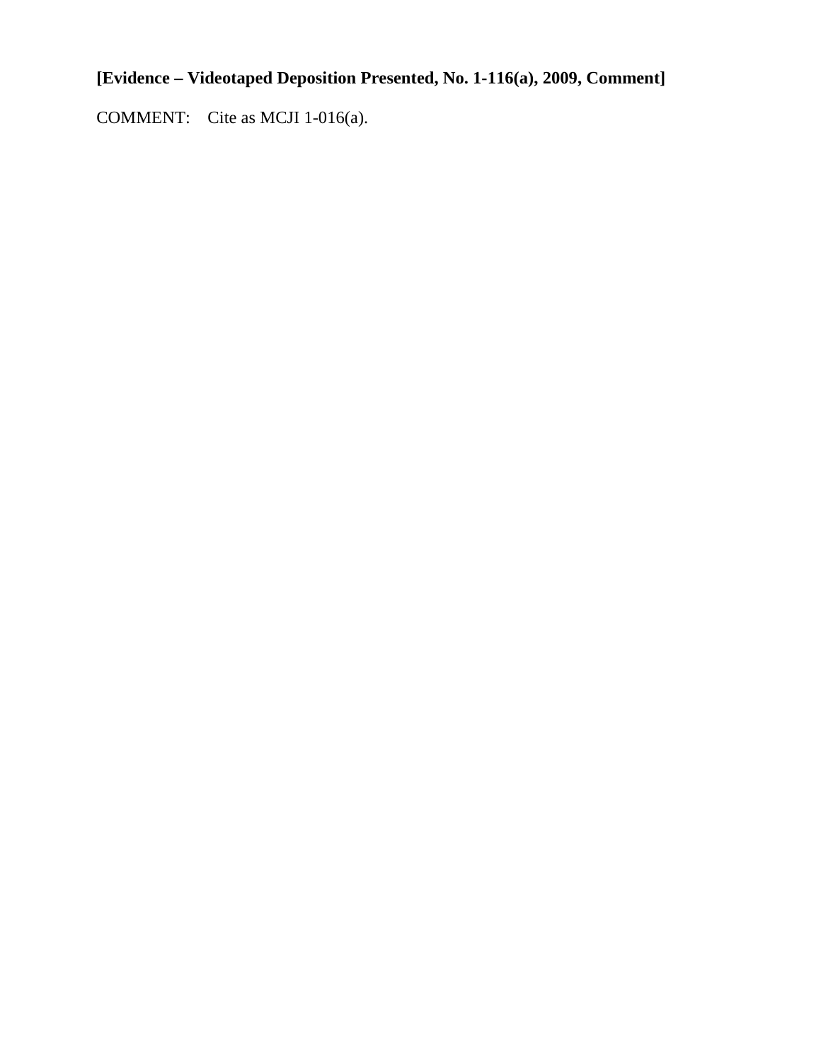**[Evidence – Videotaped Deposition Presented, No. 1-116(a), 2009, Comment]**

COMMENT: Cite as MCJI 1-016(a).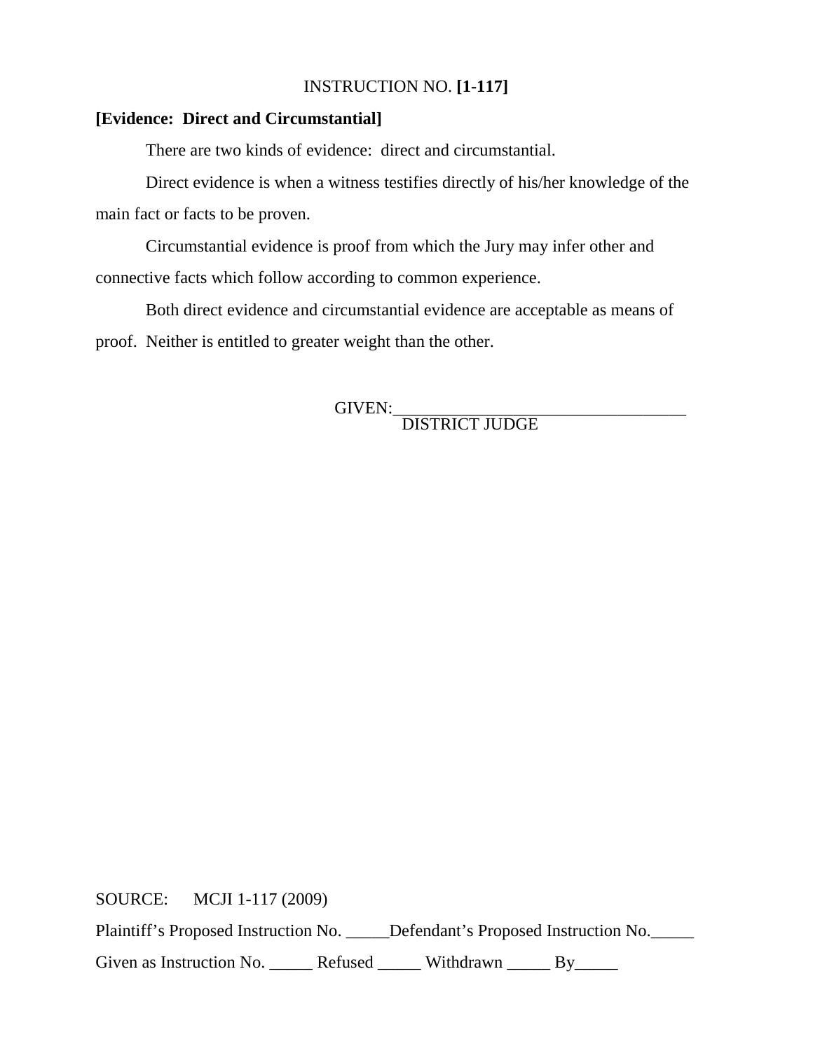INSTRUCTION NO. **[1-117]**

**[Evidence: Direct and Circumstantial]**

There are two kinds of evidence: direct and circumstantial.

Direct evidence is when a witness testifies directly of his/her knowledge of the main fact or facts to be proven.

Circumstantial evidence is proof from which the Jury may infer other and connective facts which follow according to common experience.

Both direct evidence and circumstantial evidence are acceptable as means of proof. Neither is entitled to greater weight than the other.

GIVEN:\_\_\_\_\_\_\_\_\_\_\_\_\_\_\_\_\_\_\_\_\_\_\_\_\_\_\_\_\_\_\_\_\_\_
DISTRICT JUDGE

SOURCE: MCJI 1-117 (2009)

Plaintiff's Proposed Instruction No. \_\_\_\_\_Defendant's Proposed Instruction No.\_\_\_\_\_

Given as Instruction No. \_\_\_\_\_ Refused \_\_\_\_\_ Withdrawn \_\_\_\_\_ By\_\_\_\_\_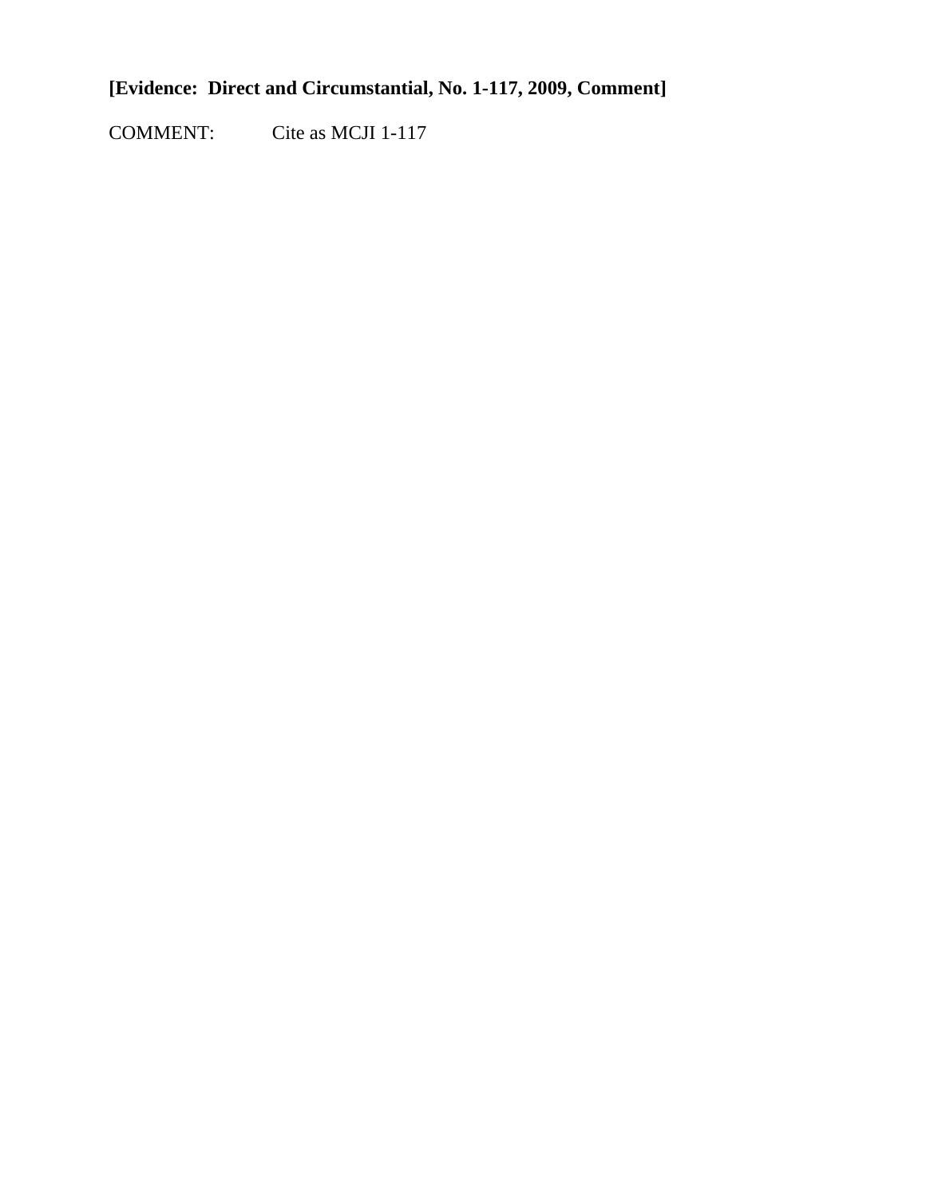**[Evidence: Direct and Circumstantial, No. 1-117, 2009, Comment]**

COMMENT: Cite as MCJI 1-117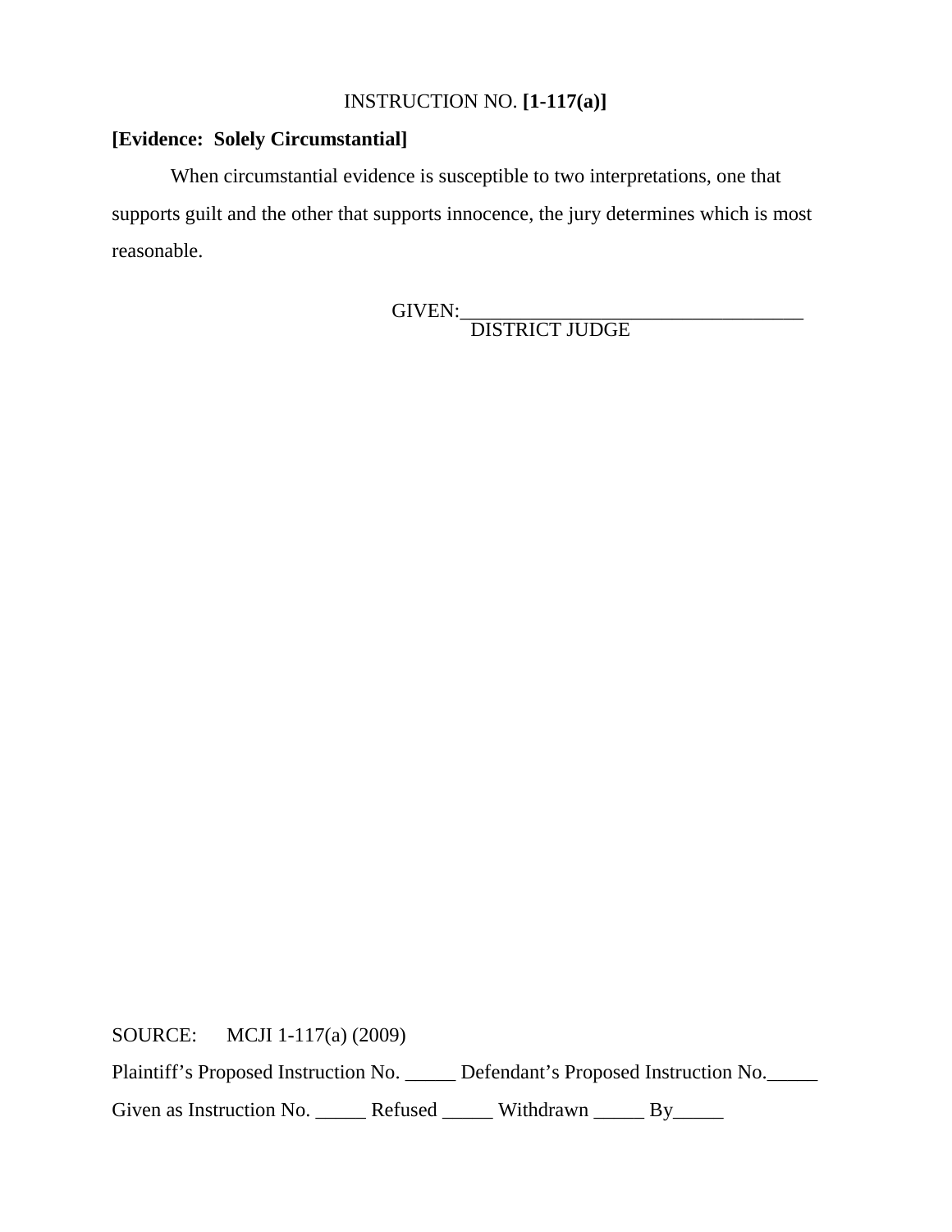INSTRUCTION NO. **[1-117(a)]**

**[Evidence: Solely Circumstantial]**

When circumstantial evidence is susceptible to two interpretations, one that supports guilt and the other that supports innocence, the jury determines which is most reasonable.

GIVEN:___________________________________
DISTRICT JUDGE

SOURCE: MCJI 1-117(a) (2009)

Plaintiff's Proposed Instruction No. _____ Defendant's Proposed Instruction No._____

Given as Instruction No. _____ Refused _____ Withdrawn _____ By_____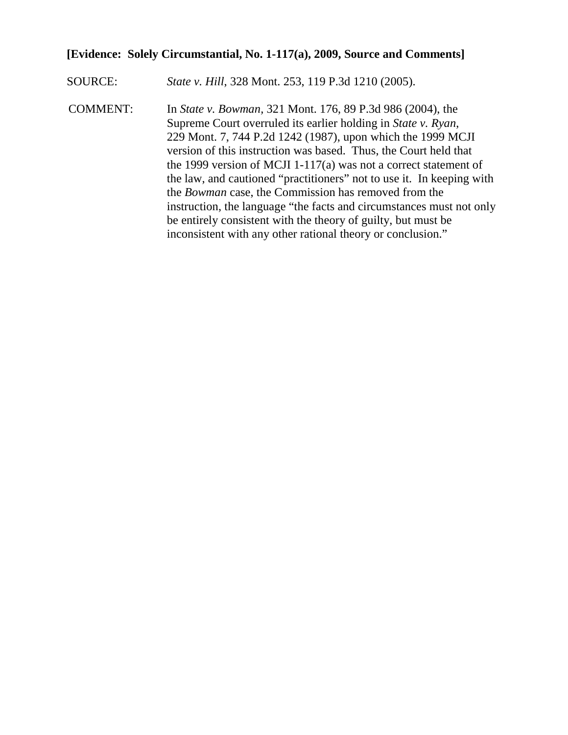**[Evidence: Solely Circumstantial, No. 1-117(a), 2009, Source and Comments]**

SOURCE: *State v. Hill*, 328 Mont. 253, 119 P.3d 1210 (2005).

COMMENT: In *State v. Bowman*, 321 Mont. 176, 89 P.3d 986 (2004), the Supreme Court overruled its earlier holding in *State v. Ryan*, 229 Mont. 7, 744 P.2d 1242 (1987), upon which the 1999 MCJI version of this instruction was based. Thus, the Court held that the 1999 version of MCJI 1-117(a) was not a correct statement of the law, and cautioned "practitioners" not to use it. In keeping with the *Bowman* case, the Commission has removed from the instruction, the language "the facts and circumstances must not only be entirely consistent with the theory of guilty, but must be inconsistent with any other rational theory or conclusion."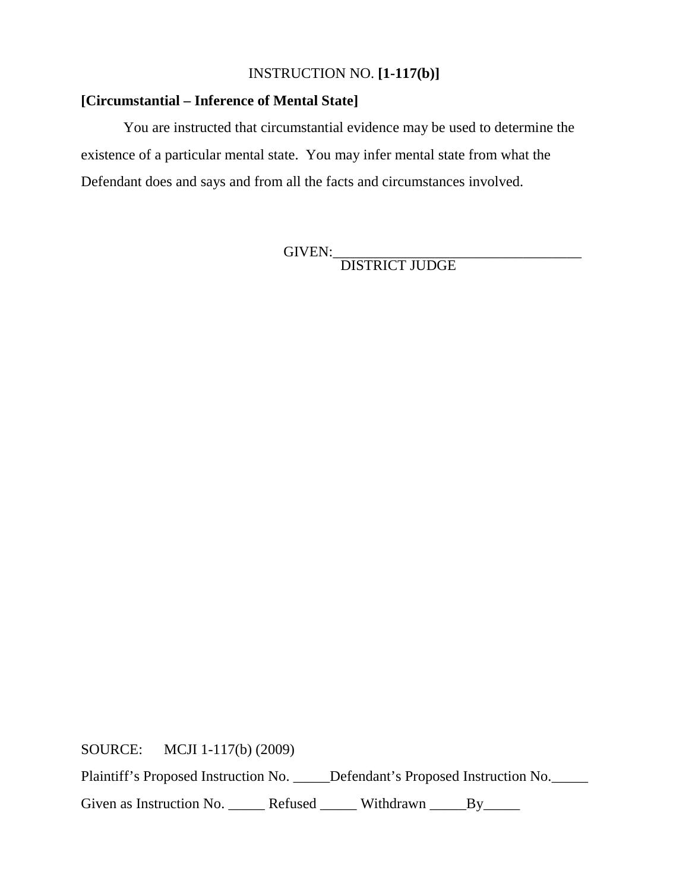INSTRUCTION NO. **[1-117(b)]**

**[Circumstantial – Inference of Mental State]**

You are instructed that circumstantial evidence may be used to determine the existence of a particular mental state. You may infer mental state from what the Defendant does and says and from all the facts and circumstances involved.

GIVEN:___________________________________
DISTRICT JUDGE

SOURCE: MCJI 1-117(b) (2009)

Plaintiff's Proposed Instruction No. _____Defendant's Proposed Instruction No._____

Given as Instruction No. _____ Refused _____ Withdrawn _____By_____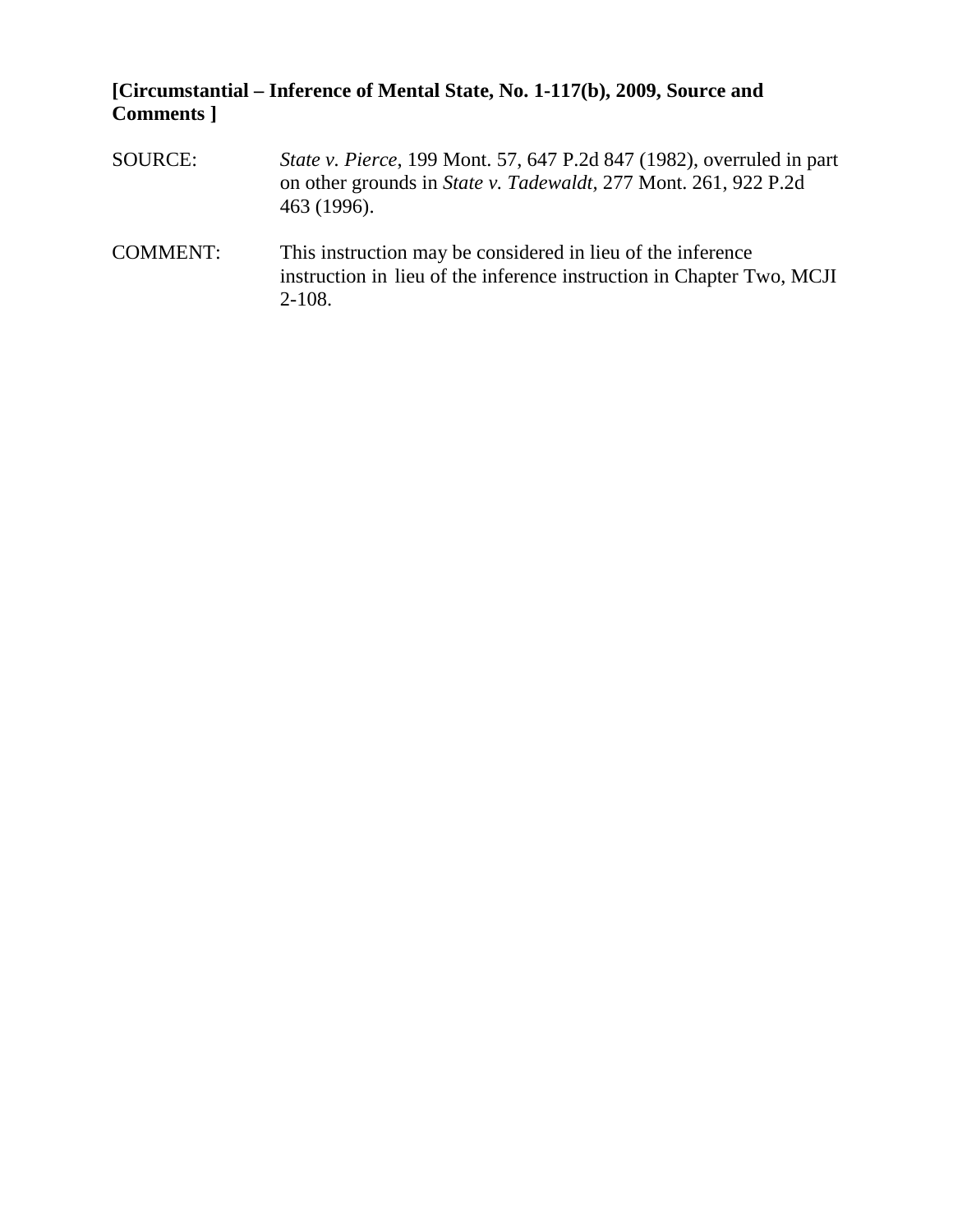**[Circumstantial – Inference of Mental State, No. 1-117(b), 2009, Source and Comments ]**

SOURCE: *State v. Pierce*, 199 Mont. 57, 647 P.2d 847 (1982), overruled in part on other grounds in *State v. Tadewaldt*, 277 Mont. 261, 922 P.2d 463 (1996).

COMMENT: This instruction may be considered in lieu of the inference instruction in lieu of the inference instruction in Chapter Two, MCJI 2-108.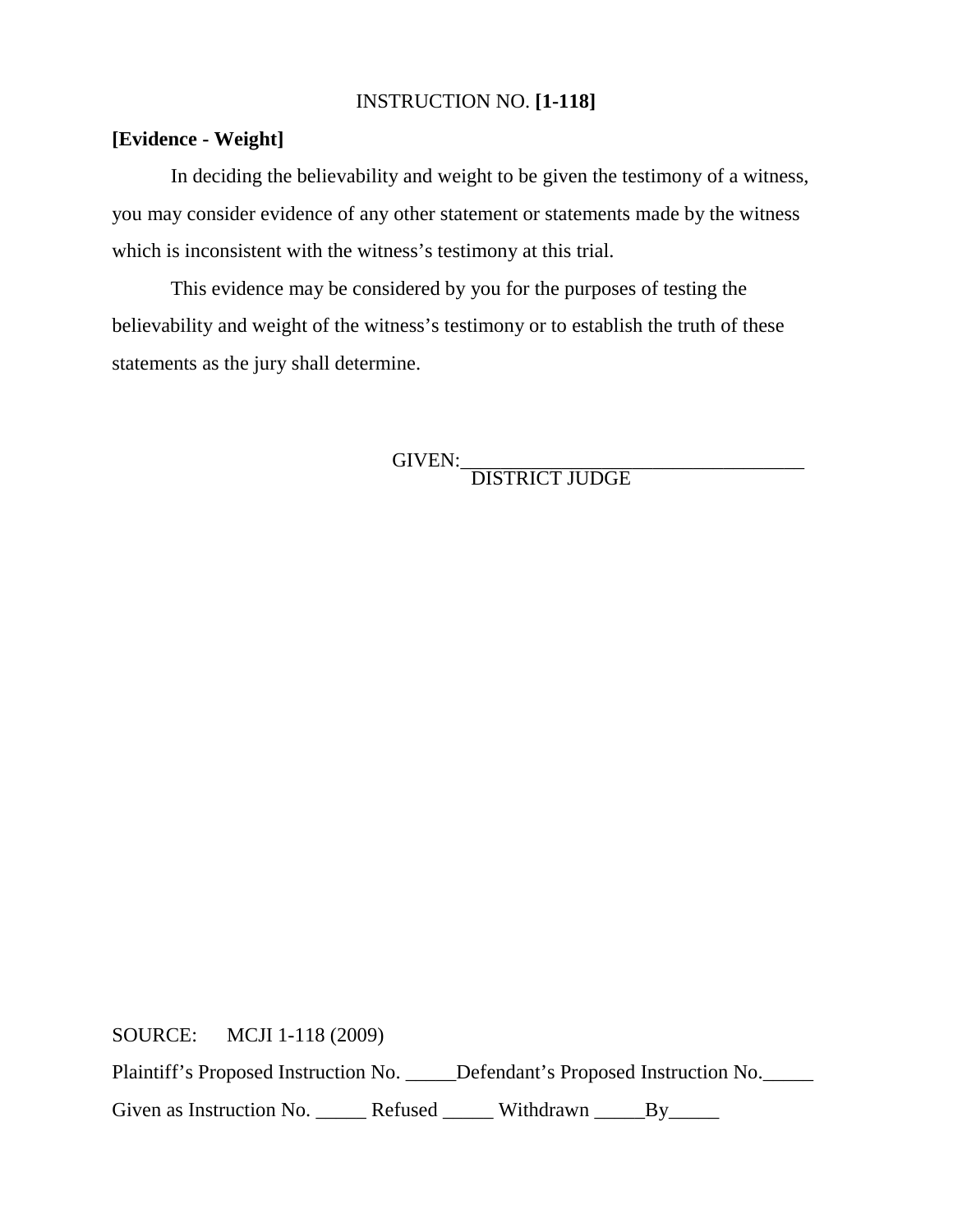INSTRUCTION NO. **[1-118]**

**[Evidence - Weight]**

In deciding the believability and weight to be given the testimony of a witness, you may consider evidence of any other statement or statements made by the witness which is inconsistent with the witness's testimony at this trial.

This evidence may be considered by you for the purposes of testing the believability and weight of the witness's testimony or to establish the truth of these statements as the jury shall determine.

GIVEN:___________________________________
DISTRICT JUDGE

SOURCE: MCJI 1-118 (2009)

Plaintiff's Proposed Instruction No. _____Defendant's Proposed Instruction No._____

Given as Instruction No. _____ Refused _____ Withdrawn _____By_____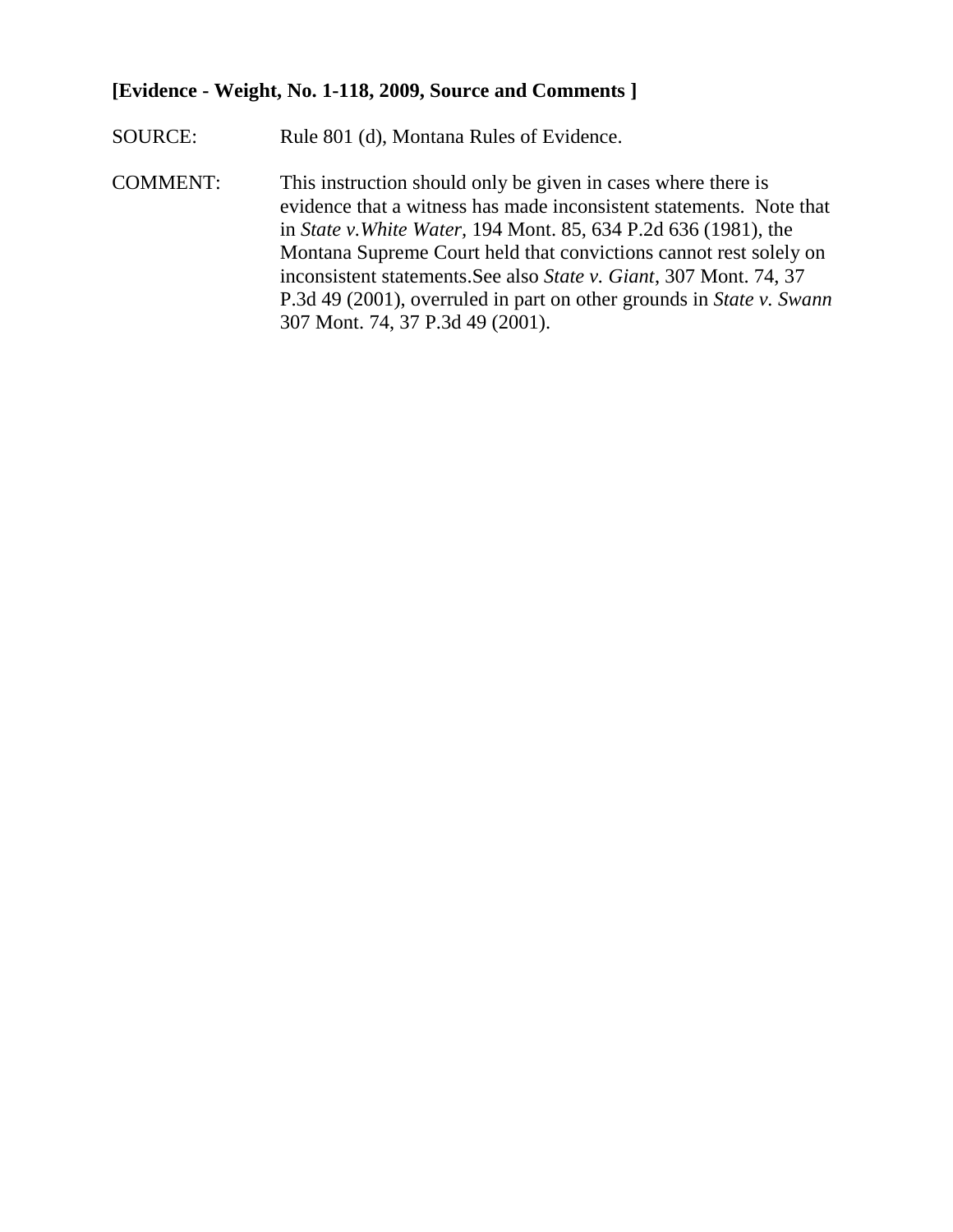**[Evidence - Weight, No. 1-118, 2009, Source and Comments ]**

SOURCE: Rule 801 (d), Montana Rules of Evidence.

COMMENT: This instruction should only be given in cases where there is evidence that a witness has made inconsistent statements. Note that in *State v.White Water*, 194 Mont. 85, 634 P.2d 636 (1981), the Montana Supreme Court held that convictions cannot rest solely on inconsistent statements.See also *State v. Giant*, 307 Mont. 74, 37 P.3d 49 (2001), overruled in part on other grounds in *State v. Swann* 307 Mont. 74, 37 P.3d 49 (2001).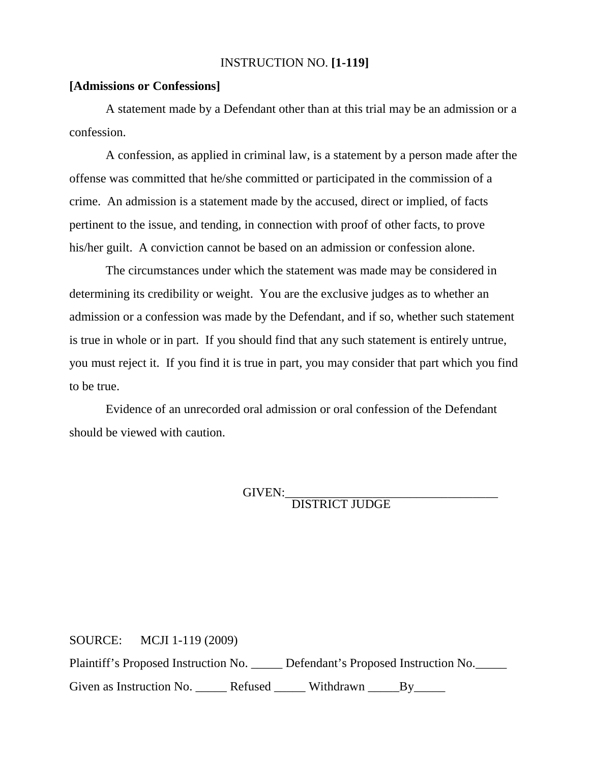INSTRUCTION NO. **[1-119]**

**[Admissions or Confessions]**

A statement made by a Defendant other than at this trial may be an admission or a confession.

A confession, as applied in criminal law, is a statement by a person made after the offense was committed that he/she committed or participated in the commission of a crime. An admission is a statement made by the accused, direct or implied, of facts pertinent to the issue, and tending, in connection with proof of other facts, to prove his/her guilt. A conviction cannot be based on an admission or confession alone.

The circumstances under which the statement was made may be considered in determining its credibility or weight. You are the exclusive judges as to whether an admission or a confession was made by the Defendant, and if so, whether such statement is true in whole or in part. If you should find that any such statement is entirely untrue, you must reject it. If you find it is true in part, you may consider that part which you find to be true.

Evidence of an unrecorded oral admission or oral confession of the Defendant should be viewed with caution.

GIVEN:___________________________________
DISTRICT JUDGE

SOURCE: MCJI 1-119 (2009)

Plaintiff's Proposed Instruction No. _____ Defendant's Proposed Instruction No._____

Given as Instruction No. _____ Refused _____ Withdrawn _____By_____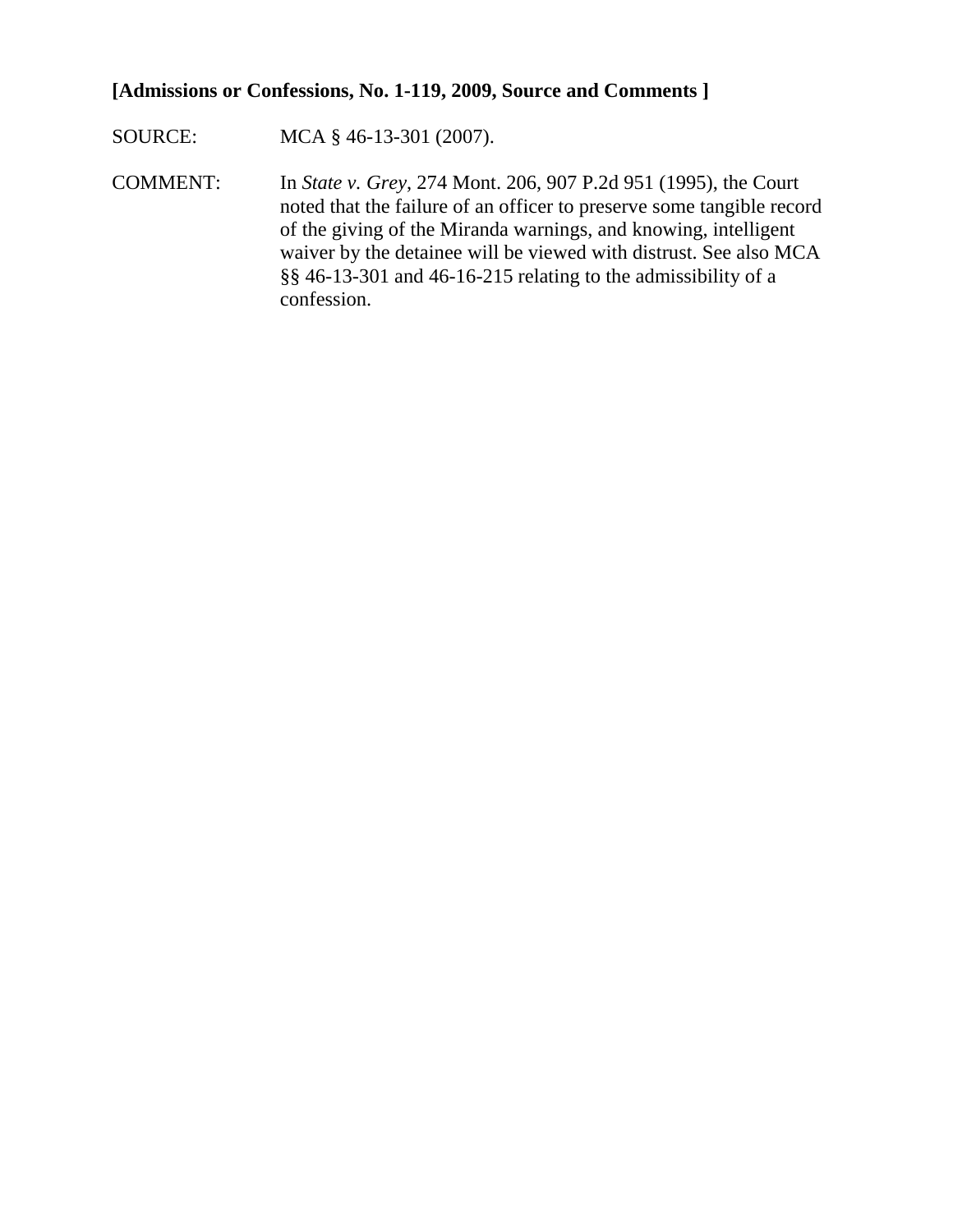**[Admissions or Confessions, No. 1-119, 2009, Source and Comments ]**

SOURCE: MCA § 46-13-301 (2007).

COMMENT: In *State v. Grey*, 274 Mont. 206, 907 P.2d 951 (1995), the Court noted that the failure of an officer to preserve some tangible record of the giving of the Miranda warnings, and knowing, intelligent waiver by the detainee will be viewed with distrust. See also MCA §§ 46-13-301 and 46-16-215 relating to the admissibility of a confession.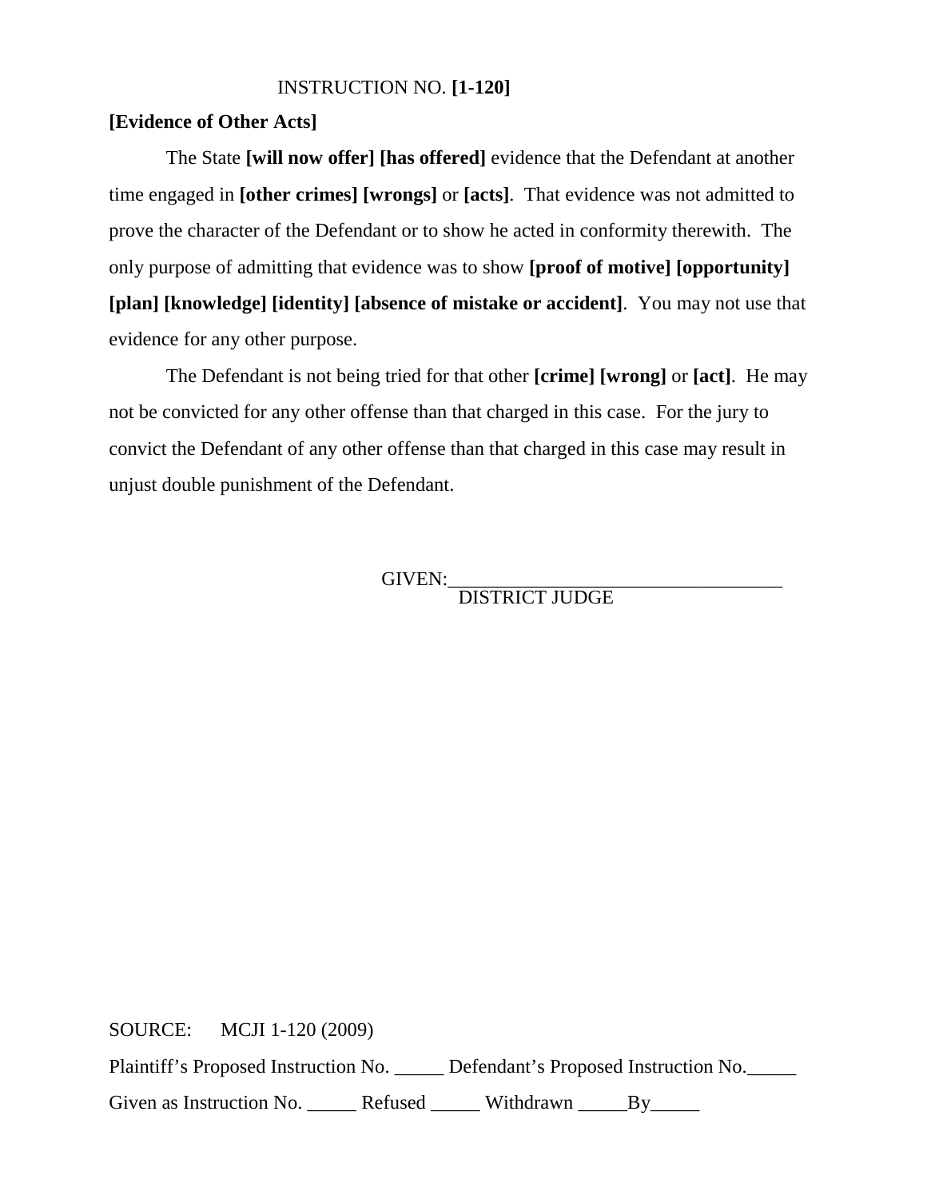INSTRUCTION NO. **[1-120]**

**[Evidence of Other Acts]**

The State **[will now offer] [has offered]** evidence that the Defendant at another time engaged in **[other crimes] [wrongs]** or **[acts]**. That evidence was not admitted to prove the character of the Defendant or to show he acted in conformity therewith. The only purpose of admitting that evidence was to show **[proof of motive] [opportunity] [plan] [knowledge] [identity] [absence of mistake or accident]**. You may not use that evidence for any other purpose.

The Defendant is not being tried for that other **[crime] [wrong]** or **[act]**. He may not be convicted for any other offense than that charged in this case. For the jury to convict the Defendant of any other offense than that charged in this case may result in unjust double punishment of the Defendant.

GIVEN:\_\_\_\_\_\_\_\_\_\_\_\_\_\_\_\_\_\_\_\_\_\_\_\_\_\_\_\_\_\_\_\_\_\_\_
DISTRICT JUDGE

SOURCE: MCJI 1-120 (2009)

Plaintiff's Proposed Instruction No. \_\_\_\_\_ Defendant's Proposed Instruction No.\_\_\_\_\_

Given as Instruction No. \_\_\_\_\_ Refused \_\_\_\_\_ Withdrawn \_\_\_\_\_By\_\_\_\_\_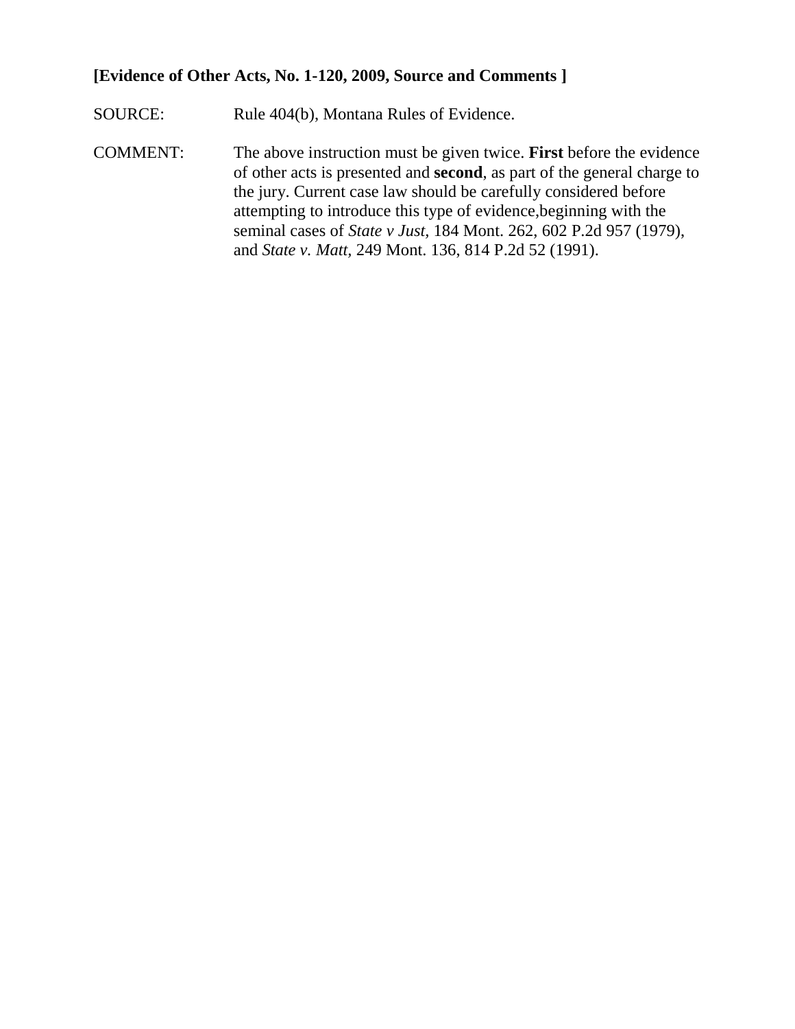**[Evidence of Other Acts, No. 1-120, 2009, Source and Comments ]**

SOURCE: Rule 404(b), Montana Rules of Evidence.

COMMENT: The above instruction must be given twice. **First** before the evidence of other acts is presented and **second**, as part of the general charge to the jury. Current case law should be carefully considered before attempting to introduce this type of evidence,beginning with the seminal cases of *State v Just*, 184 Mont. 262, 602 P.2d 957 (1979), and *State v. Matt*, 249 Mont. 136, 814 P.2d 52 (1991).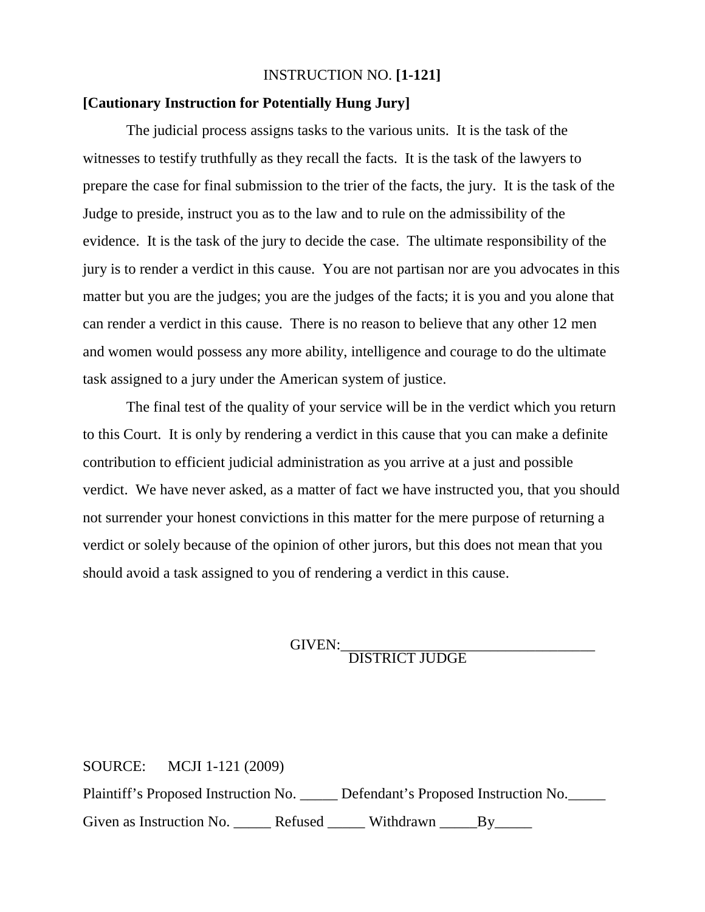INSTRUCTION NO. **[1-121]**

**[Cautionary Instruction for Potentially Hung Jury]**

The judicial process assigns tasks to the various units. It is the task of the witnesses to testify truthfully as they recall the facts. It is the task of the lawyers to prepare the case for final submission to the trier of the facts, the jury. It is the task of the Judge to preside, instruct you as to the law and to rule on the admissibility of the evidence. It is the task of the jury to decide the case. The ultimate responsibility of the jury is to render a verdict in this cause. You are not partisan nor are you advocates in this matter but you are the judges; you are the judges of the facts; it is you and you alone that can render a verdict in this cause. There is no reason to believe that any other 12 men and women would possess any more ability, intelligence and courage to do the ultimate task assigned to a jury under the American system of justice.

The final test of the quality of your service will be in the verdict which you return to this Court. It is only by rendering a verdict in this cause that you can make a definite contribution to efficient judicial administration as you arrive at a just and possible verdict. We have never asked, as a matter of fact we have instructed you, that you should not surrender your honest convictions in this matter for the mere purpose of returning a verdict or solely because of the opinion of other jurors, but this does not mean that you should avoid a task assigned to you of rendering a verdict in this cause.

GIVEN:___________________________________
DISTRICT JUDGE

SOURCE: MCJI 1-121 (2009)

Plaintiff's Proposed Instruction No. _____ Defendant's Proposed Instruction No._____

Given as Instruction No. _____ Refused _____ Withdrawn _____By_____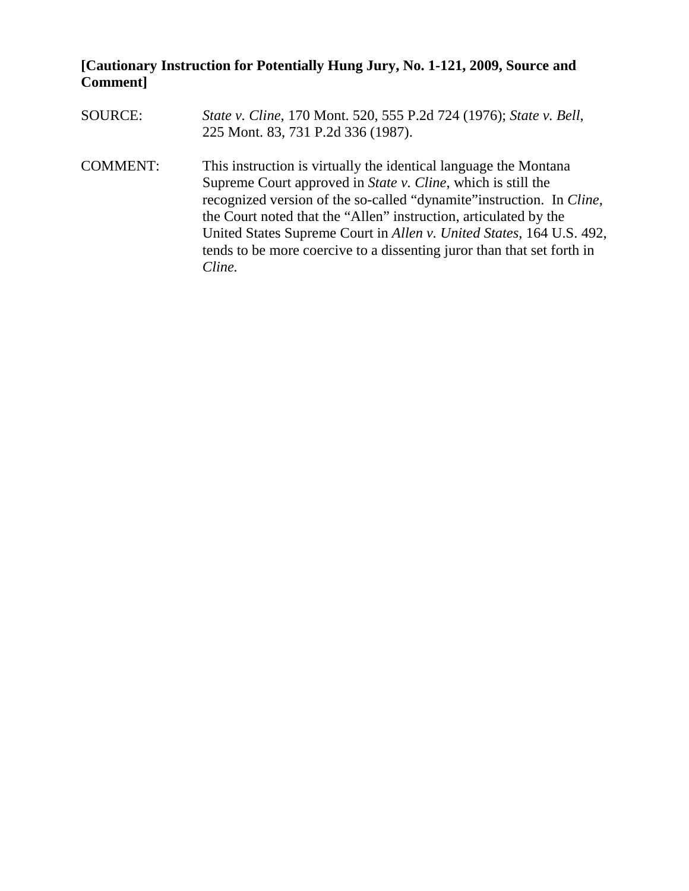**[Cautionary Instruction for Potentially Hung Jury, No. 1-121, 2009, Source and Comment]**

SOURCE: *State v. Cline*, 170 Mont. 520, 555 P.2d 724 (1976); *State v. Bell*, 225 Mont. 83, 731 P.2d 336 (1987).

COMMENT: This instruction is virtually the identical language the Montana Supreme Court approved in *State v. Cline*, which is still the recognized version of the so-called "dynamite"instruction. In *Cline*, the Court noted that the "Allen" instruction, articulated by the United States Supreme Court in *Allen v. United States*, 164 U.S. 492, tends to be more coercive to a dissenting juror than that set forth in *Cline.*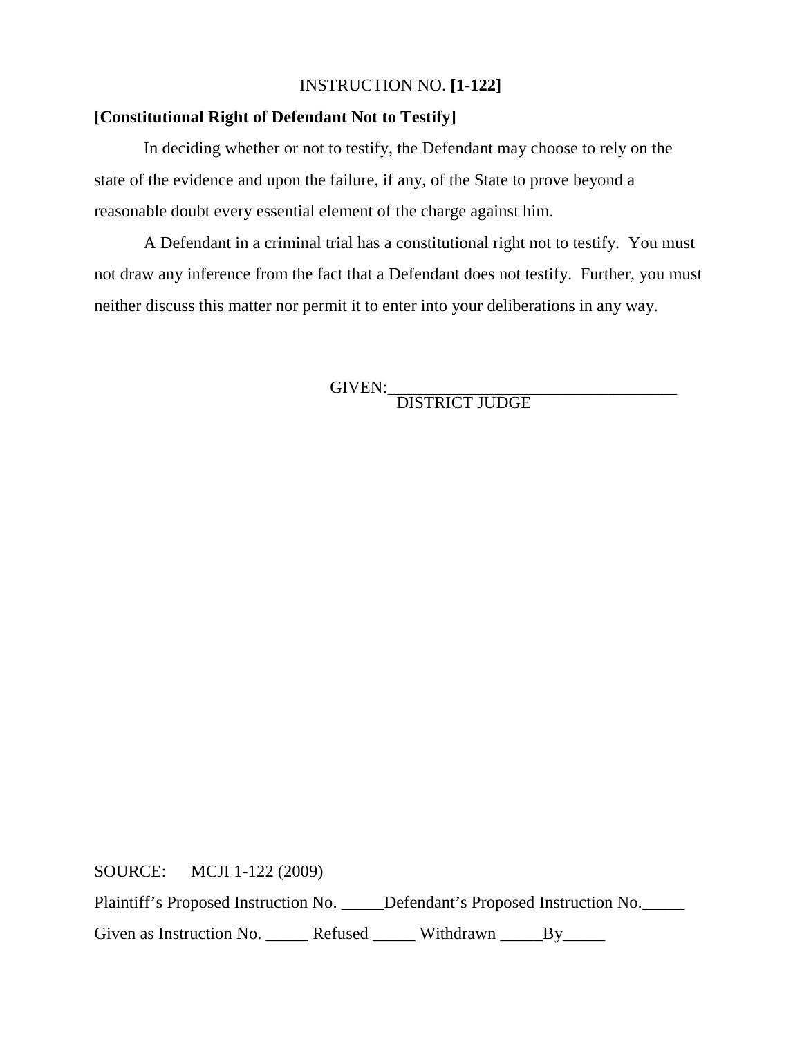INSTRUCTION NO. **[1-122]**

**[Constitutional Right of Defendant Not to Testify]**

In deciding whether or not to testify, the Defendant may choose to rely on the state of the evidence and upon the failure, if any, of the State to prove beyond a reasonable doubt every essential element of the charge against him.

A Defendant in a criminal trial has a constitutional right not to testify. You must not draw any inference from the fact that a Defendant does not testify. Further, you must neither discuss this matter nor permit it to enter into your deliberations in any way.

GIVEN:\_\_\_\_\_\_\_\_\_\_\_\_\_\_\_\_\_\_\_\_\_\_\_\_\_\_\_\_\_\_\_\_\_\_
DISTRICT JUDGE

SOURCE: MCJI 1-122 (2009)

Plaintiff's Proposed Instruction No. \_\_\_\_\_Defendant's Proposed Instruction No.\_\_\_\_\_

Given as Instruction No. \_\_\_\_\_ Refused \_\_\_\_\_ Withdrawn \_\_\_\_\_By\_\_\_\_\_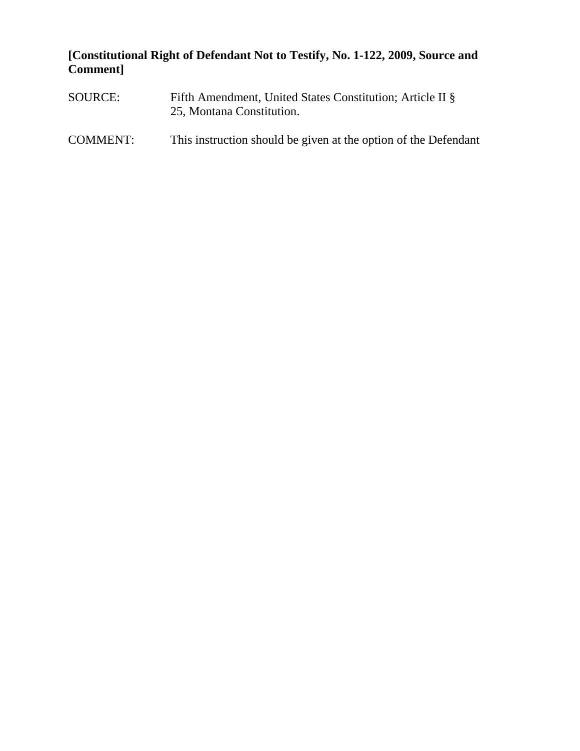**[Constitutional Right of Defendant Not to Testify, No. 1-122, 2009, Source and Comment]**

SOURCE: Fifth Amendment, United States Constitution; Article II § 25, Montana Constitution.

COMMENT: This instruction should be given at the option of the Defendant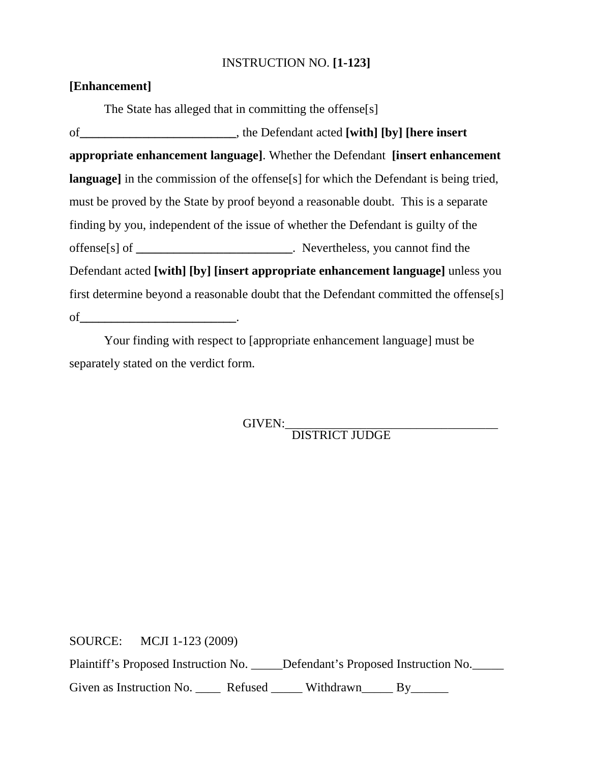INSTRUCTION NO. **[1-123]**

**[Enhancement]**

The State has alleged that in committing the offense[s] of**_________________________**, the Defendant acted **[with] [by] [here insert appropriate enhancement language]**. Whether the Defendant **[insert enhancement language]** in the commission of the offense[s] for which the Defendant is being tried, must be proved by the State by proof beyond a reasonable doubt. This is a separate finding by you, independent of the issue of whether the Defendant is guilty of the offense[s] of **_________________________**. Nevertheless, you cannot find the Defendant acted **[with] [by] [insert appropriate enhancement language]** unless you first determine beyond a reasonable doubt that the Defendant committed the offense[s] of**_________________________**.

Your finding with respect to [appropriate enhancement language] must be separately stated on the verdict form.

GIVEN:___________________________________
DISTRICT JUDGE

SOURCE: MCJI 1-123 (2009)

Plaintiff's Proposed Instruction No. _____Defendant's Proposed Instruction No._____

Given as Instruction No. ____ Refused _____ Withdrawn_____ By______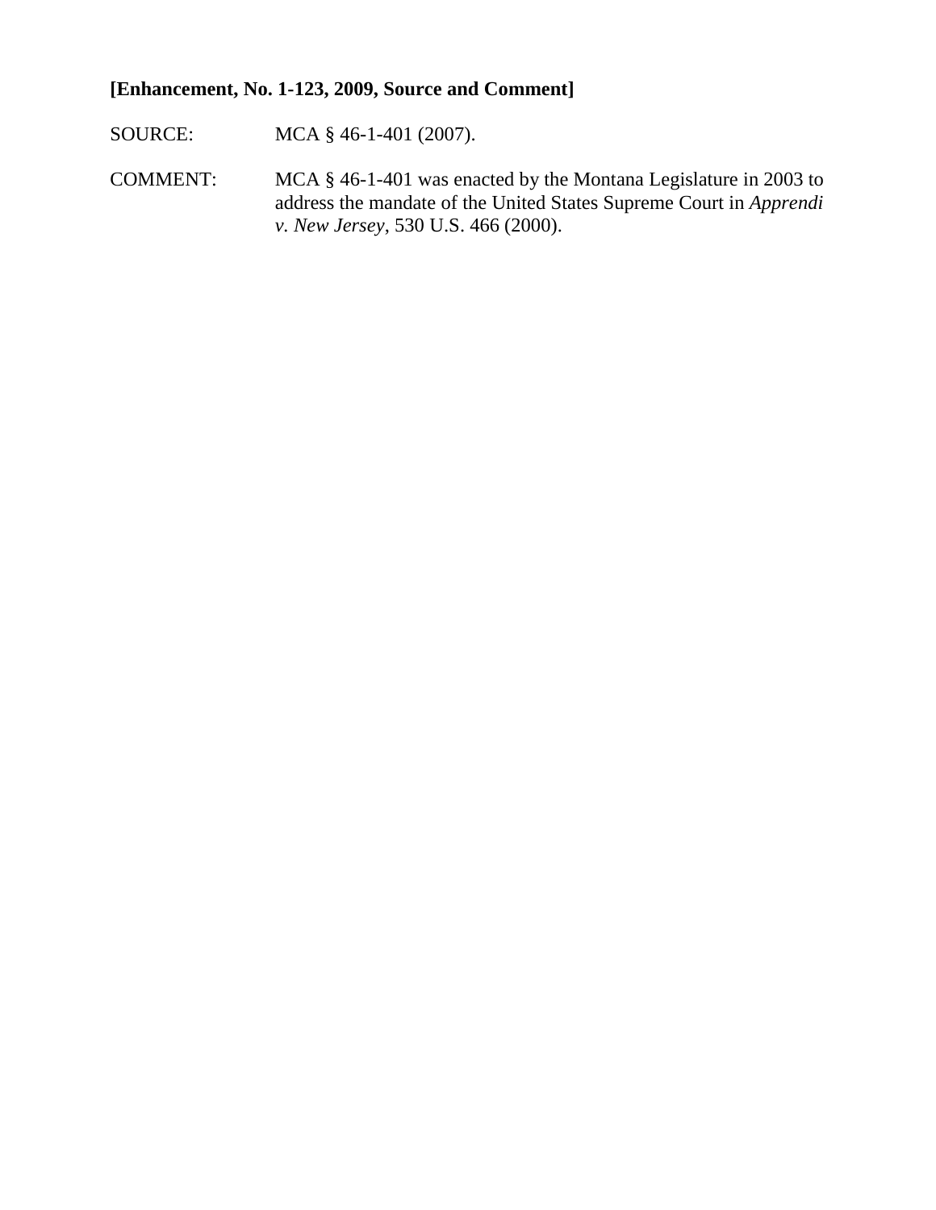**[Enhancement, No. 1-123, 2009, Source and Comment]**

SOURCE: MCA § 46-1-401 (2007).

COMMENT: MCA § 46-1-401 was enacted by the Montana Legislature in 2003 to address the mandate of the United States Supreme Court in *Apprendi v. New Jersey*, 530 U.S. 466 (2000).